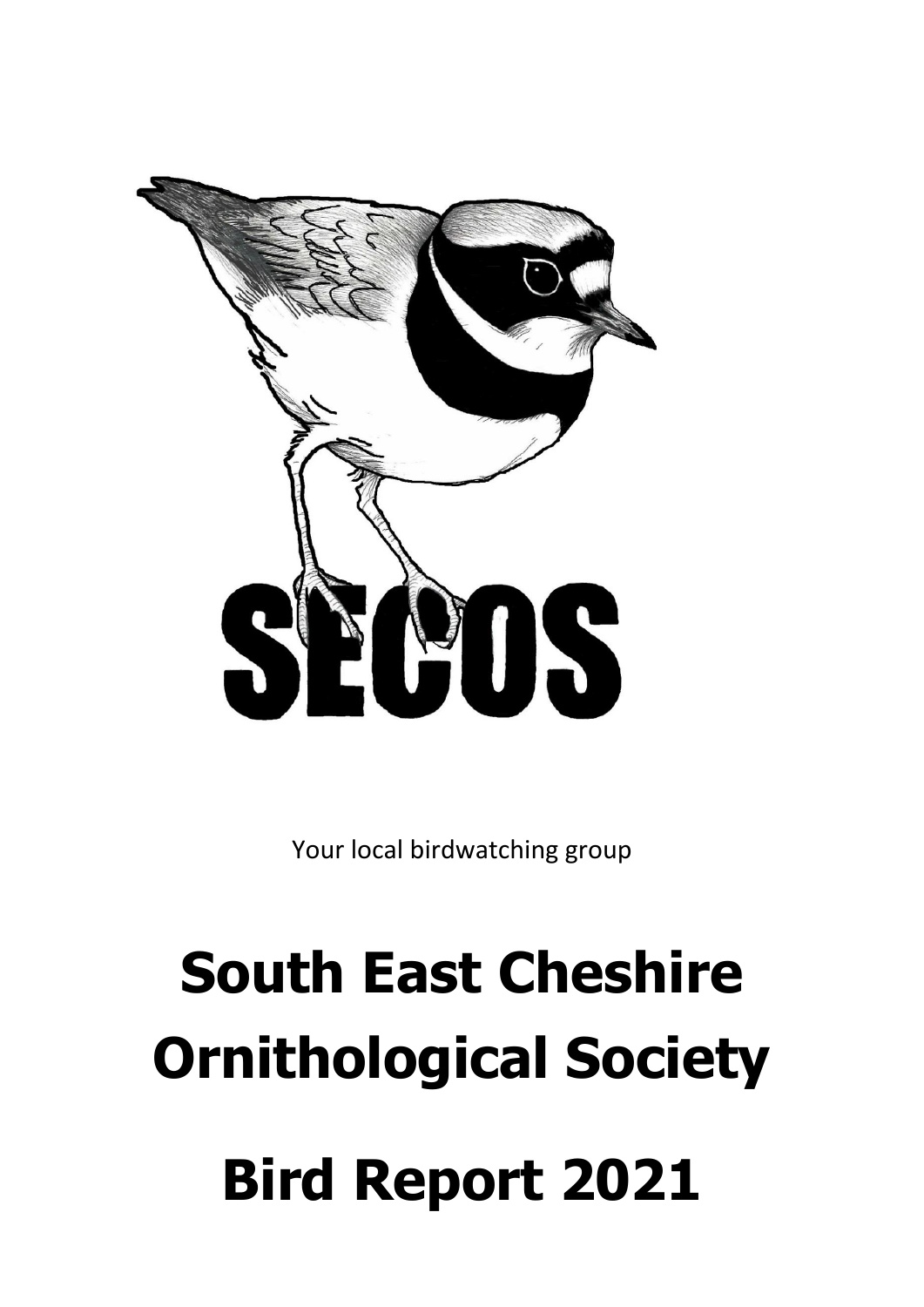SECOS

Your local birdwatching group

# South East Cheshire Ornithological Society

# Bird Report 2021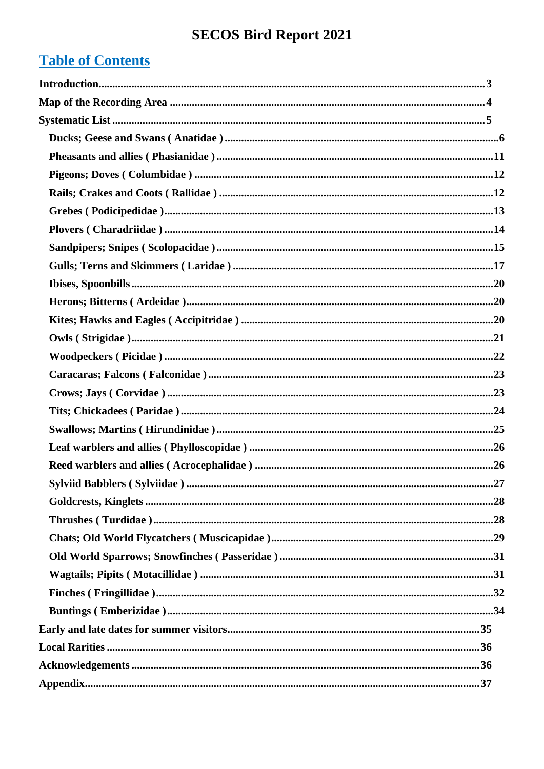# SECOS Bird Report 2021

## Table of Contents

**Introduction** ........ 3

**Map of the Recording Area** ........ 4

**Systematic List** ........ 5

- **Ducks; Geese and Swans ( Anatidae )** ........ 6
- **Pheasants and allies ( Phasianidae )** ........ 11
- **Pigeons; Doves ( Columbidae )** ........ 12
- **Rails; Crakes and Coots ( Rallidae )** ........ 12
- **Grebes ( Podicipedidae )** ........ 13
- **Plovers ( Charadriidae )** ........ 14
- **Sandpipers; Snipes ( Scolopacidae )** ........ 15
- **Gulls; Terns and Skimmers ( Laridae )** ........ 17
- **Ibises, Spoonbills** ........ 20
- **Herons; Bitterns ( Ardeidae )** ........ 20
- **Kites; Hawks and Eagles ( Accipitridae )** ........ 20
- **Owls ( Strigidae )** ........ 21
- **Woodpeckers ( Picidae )** ........ 22
- **Caracaras; Falcons ( Falconidae )** ........ 23
- **Crows; Jays ( Corvidae )** ........ 23
- **Tits; Chickadees ( Paridae )** ........ 24
- **Swallows; Martins ( Hirundinidae )** ........ 25
- **Leaf warblers and allies ( Phylloscopidae )** ........ 26
- **Reed warblers and allies ( Acrocephalidae )** ........ 26
- **Sylviid Babblers ( Sylviidae )** ........ 27
- **Goldcrests, Kinglets** ........ 28
- **Thrushes ( Turdidae )** ........ 28
- **Chats; Old World Flycatchers ( Muscicapidae )** ........ 29
- **Old World Sparrows; Snowfinches ( Passeridae )** ........ 31
- **Wagtails; Pipits ( Motacillidae )** ........ 31
- **Finches ( Fringillidae )** ........ 32
- **Buntings ( Emberizidae )** ........ 34

**Early and late dates for summer visitors** ........ 35

**Local Rarities** ........ 36

**Acknowledgements** ........ 36

**Appendix** ........ 37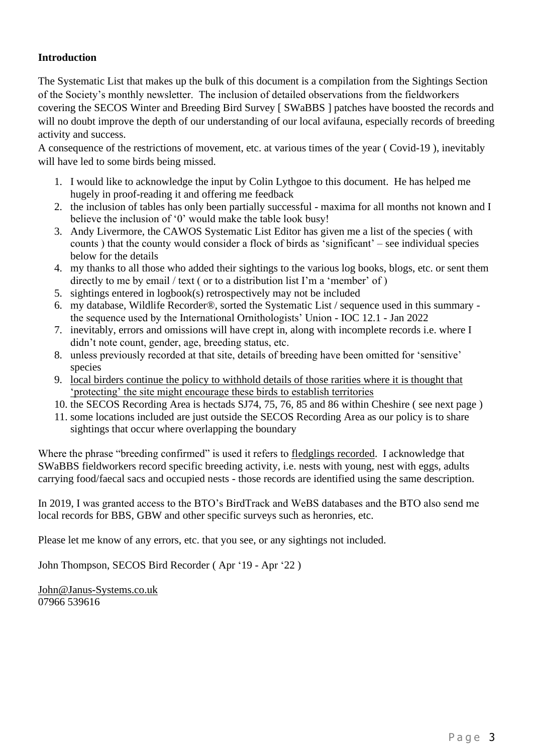**Introduction**

The Systematic List that makes up the bulk of this document is a compilation from the Sightings Section of the Society's monthly newsletter. The inclusion of detailed observations from the fieldworkers covering the SECOS Winter and Breeding Bird Survey [ SWaBBS ] patches have boosted the records and will no doubt improve the depth of our understanding of our local avifauna, especially records of breeding activity and success.

A consequence of the restrictions of movement, etc. at various times of the year ( Covid-19 ), inevitably will have led to some birds being missed.

1. I would like to acknowledge the input by Colin Lythgoe to this document. He has helped me hugely in proof-reading it and offering me feedback
2. the inclusion of tables has only been partially successful - maxima for all months not known and I believe the inclusion of '0' would make the table look busy!
3. Andy Livermore, the CAWOS Systematic List Editor has given me a list of the species ( with counts ) that the county would consider a flock of birds as 'significant' – see individual species below for the details
4. my thanks to all those who added their sightings to the various log books, blogs, etc. or sent them directly to me by email / text ( or to a distribution list I'm a 'member' of )
5. sightings entered in logbook(s) retrospectively may not be included
6. my database, Wildlife Recorder®, sorted the Systematic List / sequence used in this summary - the sequence used by the International Ornithologists' Union - IOC 12.1 - Jan 2022
7. inevitably, errors and omissions will have crept in, along with incomplete records i.e. where I didn't note count, gender, age, breeding status, etc.
8. unless previously recorded at that site, details of breeding have been omitted for 'sensitive' species
9. local birders continue the policy to withhold details of those rarities where it is thought that 'protecting' the site might encourage these birds to establish territories
10. the SECOS Recording Area is hectads SJ74, 75, 76, 85 and 86 within Cheshire ( see next page )
11. some locations included are just outside the SECOS Recording Area as our policy is to share sightings that occur where overlapping the boundary

Where the phrase "breeding confirmed" is used it refers to fledglings recorded. I acknowledge that SWaBBS fieldworkers record specific breeding activity, i.e. nests with young, nest with eggs, adults carrying food/faecal sacs and occupied nests - those records are identified using the same description.

In 2019, I was granted access to the BTO's BirdTrack and WeBS databases and the BTO also send me local records for BBS, GBW and other specific surveys such as heronries, etc.

Please let me know of any errors, etc. that you see, or any sightings not included.

John Thompson, SECOS Bird Recorder ( Apr '19 - Apr '22 )

John@Janus-Systems.co.uk
07966 539616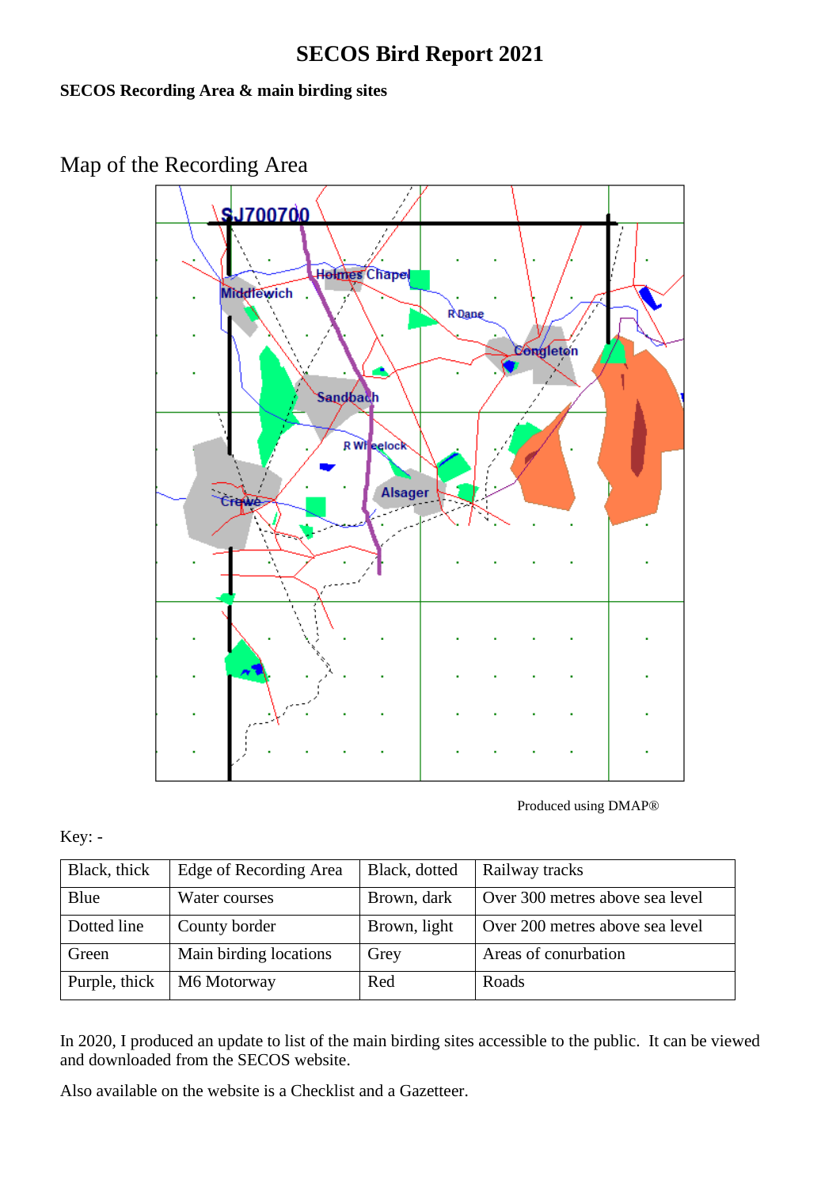# SECOS Bird Report 2021

**SECOS Recording Area & main birding sites**

## Map of the Recording Area

SJ700700

Holmes Chapel

Middlewich

R Dane

Congleton

Sandbach

R Wheelock

Alsager

Crewe

Produced using DMAP®

Key: -

| Black, thick | Edge of Recording Area | Black, dotted | Railway tracks |
|---|---|---|---|
| Blue | Water courses | Brown, dark | Over 300 metres above sea level |
| Dotted line | County border | Brown, light | Over 200 metres above sea level |
| Green | Main birding locations | Grey | Areas of conurbation |
| Purple, thick | M6 Motorway | Red | Roads |

In 2020, I produced an update to list of the main birding sites accessible to the public. It can be viewed and downloaded from the SECOS website.

Also available on the website is a Checklist and a Gazetteer.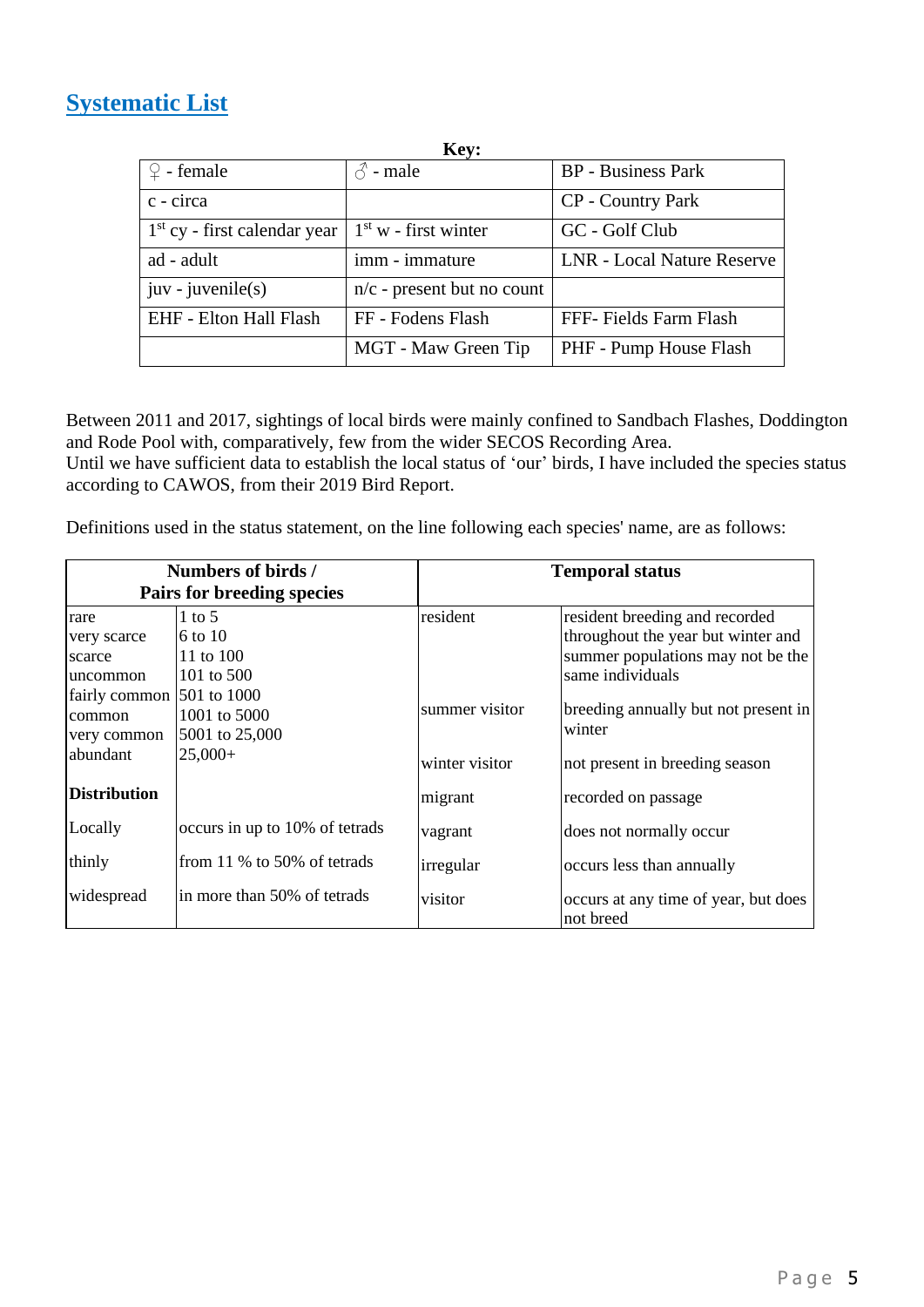# Systematic List

**Key:**

| | | |
|---|---|---|
| ♀ - female | ♂ - male | BP - Business Park |
| c - circa | | CP - Country Park |
| 1st cy - first calendar year | 1st w - first winter | GC - Golf Club |
| ad - adult | imm - immature | LNR - Local Nature Reserve |
| juv - juvenile(s) | n/c - present but no count | |
| EHF - Elton Hall Flash | FF - Fodens Flash | FFF- Fields Farm Flash |
| | MGT - Maw Green Tip | PHF - Pump House Flash |

Between 2011 and 2017, sightings of local birds were mainly confined to Sandbach Flashes, Doddington and Rode Pool with, comparatively, few from the wider SECOS Recording Area.
Until we have sufficient data to establish the local status of 'our' birds, I have included the species status according to CAWOS, from their 2019 Bird Report.

Definitions used in the status statement, on the line following each species' name, are as follows:

| **Numbers of birds / Pairs for breeding species** | | **Temporal status** | |
|---|---|---|---|
| rare | 1 to 5 | resident | resident breeding and recorded throughout the year but winter and summer populations may not be the same individuals |
| very scarce | 6 to 10 | | |
| scarce | 11 to 100 | | |
| uncommon | 101 to 500 | | |
| fairly common | 501 to 1000 | summer visitor | breeding annually but not present in winter |
| common | 1001 to 5000 | | |
| very common | 5001 to 25,000 | | |
| abundant | 25,000+ | winter visitor | not present in breeding season |
| **Distribution** | | migrant | recorded on passage |
| Locally | occurs in up to 10% of tetrads | vagrant | does not normally occur |
| thinly | from 11 % to 50% of tetrads | irregular | occurs less than annually |
| widespread | in more than 50% of tetrads | visitor | occurs at any time of year, but does not breed |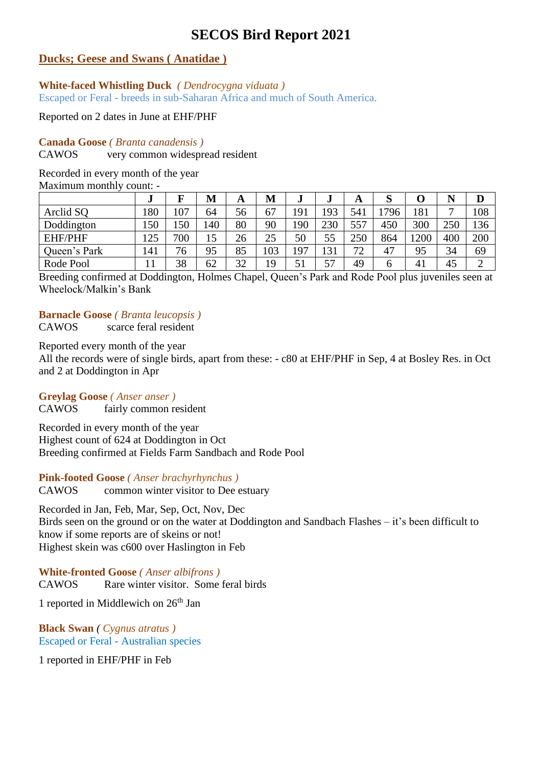# SECOS Bird Report 2021

## Ducks; Geese and Swans ( Anatidae )

### White-faced Whistling Duck *( Dendrocygna viduata )*

Escaped or Feral - breeds in sub-Saharan Africa and much of South America.

Reported on 2 dates in June at EHF/PHF

### Canada Goose *( Branta canadensis )*

CAWOS very common widespread resident

Recorded in every month of the year
Maximum monthly count: -

| | J | F | M | A | M | J | J | A | S | O | N | D |
|---|---|---|---|---|---|---|---|---|---|---|---|---|
| Arclid SQ | 180 | 107 | 64 | 56 | 67 | 191 | 193 | 541 | 1796 | 181 | 7 | 108 |
| Doddington | 150 | 150 | 140 | 80 | 90 | 190 | 230 | 557 | 450 | 300 | 250 | 136 |
| EHF/PHF | 125 | 700 | 15 | 26 | 25 | 50 | 55 | 250 | 864 | 1200 | 400 | 200 |
| Queen's Park | 141 | 76 | 95 | 85 | 103 | 197 | 131 | 72 | 47 | 95 | 34 | 69 |
| Rode Pool | 11 | 38 | 62 | 32 | 19 | 51 | 57 | 49 | 6 | 41 | 45 | 2 |

Breeding confirmed at Doddington, Holmes Chapel, Queen's Park and Rode Pool plus juveniles seen at Wheelock/Malkin's Bank

### Barnacle Goose *( Branta leucopsis )*

CAWOS scarce feral resident

Reported every month of the year
All the records were of single birds, apart from these: - c80 at EHF/PHF in Sep, 4 at Bosley Res. in Oct and 2 at Doddington in Apr

### Greylag Goose *( Anser anser )*

CAWOS fairly common resident

Recorded in every month of the year
Highest count of 624 at Doddington in Oct
Breeding confirmed at Fields Farm Sandbach and Rode Pool

### Pink-footed Goose *( Anser brachyrhynchus )*

CAWOS common winter visitor to Dee estuary

Recorded in Jan, Feb, Mar, Sep, Oct, Nov, Dec
Birds seen on the ground or on the water at Doddington and Sandbach Flashes – it's been difficult to know if some reports are of skeins or not!
Highest skein was c600 over Haslington in Feb

### White-fronted Goose *( Anser albifrons )*

CAWOS Rare winter visitor. Some feral birds

1 reported in Middlewich on 26th Jan

### Black Swan *( Cygnus atratus )*

Escaped or Feral - Australian species

1 reported in EHF/PHF in Feb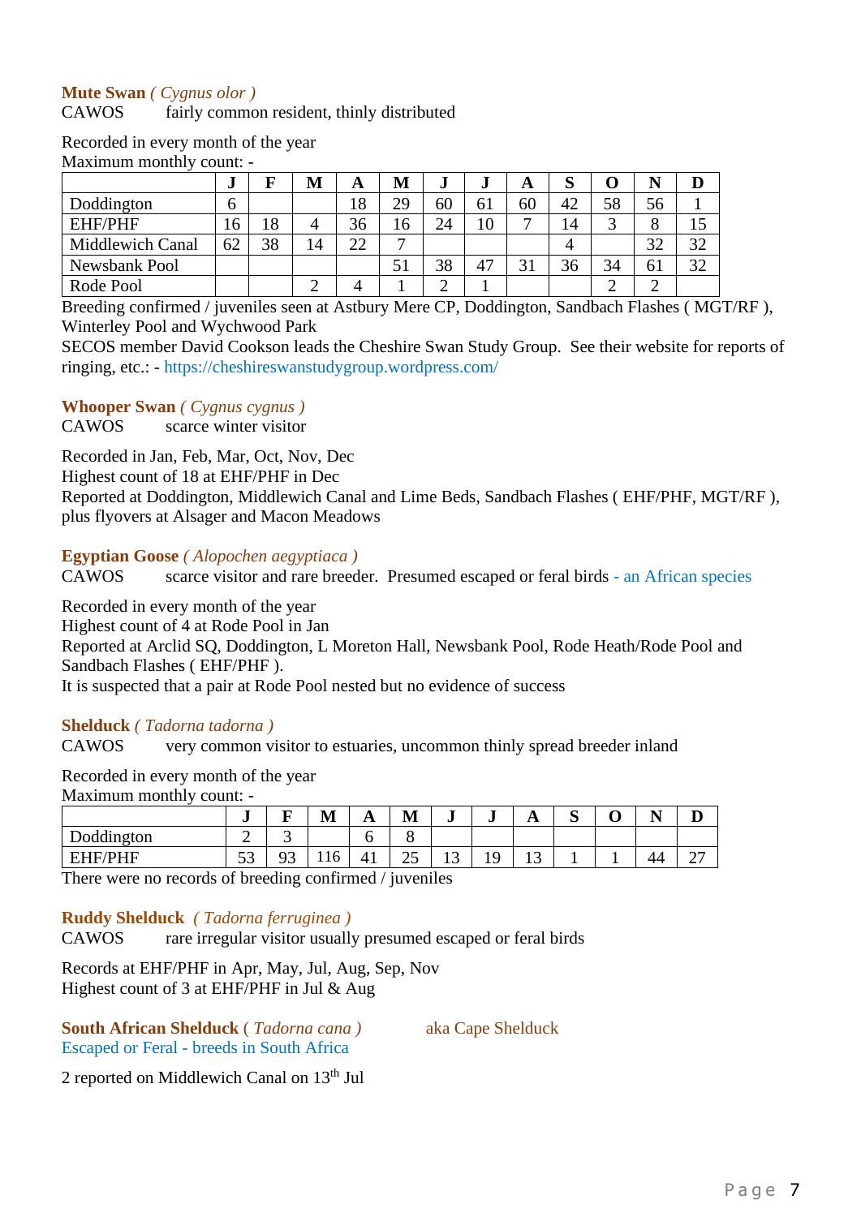**Mute Swan** *( Cygnus olor )*
CAWOS fairly common resident, thinly distributed

Recorded in every month of the year
Maximum monthly count: -

| | J | F | M | A | M | J | J | A | S | O | N | D |
|---|---|---|---|---|---|---|---|---|---|---|---|---|
| Doddington | 6 | | | 18 | 29 | 60 | 61 | 60 | 42 | 58 | 56 | 1 |
| EHF/PHF | 16 | 18 | 4 | 36 | 16 | 24 | 10 | 7 | 14 | 3 | 8 | 15 |
| Middlewich Canal | 62 | 38 | 14 | 22 | 7 | | | | 4 | | 32 | 32 |
| Newsbank Pool | | | | | 51 | 38 | 47 | 31 | 36 | 34 | 61 | 32 |
| Rode Pool | | | 2 | 4 | 1 | 2 | 1 | | | 2 | 2 | |

Breeding confirmed / juveniles seen at Astbury Mere CP, Doddington, Sandbach Flashes ( MGT/RF ), Winterley Pool and Wychwood Park
SECOS member David Cookson leads the Cheshire Swan Study Group. See their website for reports of ringing, etc.: - https://cheshireswanstudygroup.wordpress.com/

**Whooper Swan** *( Cygnus cygnus )*
CAWOS scarce winter visitor

Recorded in Jan, Feb, Mar, Oct, Nov, Dec
Highest count of 18 at EHF/PHF in Dec
Reported at Doddington, Middlewich Canal and Lime Beds, Sandbach Flashes ( EHF/PHF, MGT/RF ), plus flyovers at Alsager and Macon Meadows

**Egyptian Goose** *( Alopochen aegyptiaca )*
CAWOS scarce visitor and rare breeder. Presumed escaped or feral birds - an African species

Recorded in every month of the year
Highest count of 4 at Rode Pool in Jan
Reported at Arclid SQ, Doddington, L Moreton Hall, Newsbank Pool, Rode Heath/Rode Pool and Sandbach Flashes ( EHF/PHF ).
It is suspected that a pair at Rode Pool nested but no evidence of success

**Shelduck** *( Tadorna tadorna )*
CAWOS very common visitor to estuaries, uncommon thinly spread breeder inland

Recorded in every month of the year
Maximum monthly count: -

| | J | F | M | A | M | J | J | A | S | O | N | D |
|---|---|---|---|---|---|---|---|---|---|---|---|---|
| Doddington | 2 | 3 | | 6 | 8 | | | | | | | |
| EHF/PHF | 53 | 93 | 116 | 41 | 25 | 13 | 19 | 13 | 1 | 1 | 44 | 27 |

There were no records of breeding confirmed / juveniles

**Ruddy Shelduck** *( Tadorna ferruginea )*
CAWOS rare irregular visitor usually presumed escaped or feral birds

Records at EHF/PHF in Apr, May, Jul, Aug, Sep, Nov
Highest count of 3 at EHF/PHF in Jul & Aug

**South African Shelduck** *( Tadorna cana )* aka Cape Shelduck
Escaped or Feral - breeds in South Africa

2 reported on Middlewich Canal on 13th Jul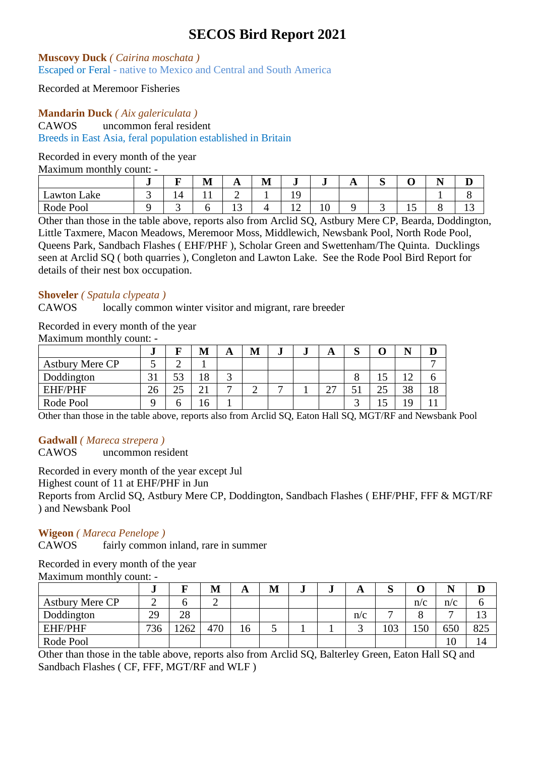# SECOS Bird Report 2021

**Muscovy Duck** *( Cairina moschata )*
Escaped or Feral - native to Mexico and Central and South America

Recorded at Meremoor Fisheries

**Mandarin Duck** *( Aix galericulata )*
CAWOS uncommon feral resident
Breeds in East Asia, feral population established in Britain

Recorded in every month of the year
Maximum monthly count: -

| | J | F | M | A | M | J | J | A | S | O | N | D |
|---|---|---|---|---|---|---|---|---|---|---|---|---|
| Lawton Lake | 3 | 14 | 11 | 2 | 1 | 19 | | | | | 1 | 8 |
| Rode Pool | 9 | 3 | 6 | 13 | 4 | 12 | 10 | 9 | 3 | 15 | 8 | 13 |

Other than those in the table above, reports also from Arclid SQ, Astbury Mere CP, Bearda, Doddington, Little Taxmere, Macon Meadows, Meremoor Moss, Middlewich, Newsbank Pool, North Rode Pool, Queens Park, Sandbach Flashes ( EHF/PHF ), Scholar Green and Swettenham/The Quinta. Ducklings seen at Arclid SQ ( both quarries ), Congleton and Lawton Lake. See the Rode Pool Bird Report for details of their nest box occupation.

**Shoveler** *( Spatula clypeata )*
CAWOS locally common winter visitor and migrant, rare breeder

Recorded in every month of the year
Maximum monthly count: -

| | J | F | M | A | M | J | J | A | S | O | N | D |
|---|---|---|---|---|---|---|---|---|---|---|---|---|
| Astbury Mere CP | 5 | 2 | 1 | | | | | | | | | 7 |
| Doddington | 31 | 53 | 18 | 3 | | | | | 8 | 15 | 12 | 6 |
| EHF/PHF | 26 | 25 | 21 | 7 | 2 | 7 | 1 | 27 | 51 | 25 | 38 | 18 |
| Rode Pool | 9 | 6 | 16 | 1 | | | | | 3 | 15 | 19 | 11 |

Other than those in the table above, reports also from Arclid SQ, Eaton Hall SQ, MGT/RF and Newsbank Pool

**Gadwall** *( Mareca strepera )*
CAWOS uncommon resident

Recorded in every month of the year except Jul
Highest count of 11 at EHF/PHF in Jun
Reports from Arclid SQ, Astbury Mere CP, Doddington, Sandbach Flashes ( EHF/PHF, FFF & MGT/RF ) and Newsbank Pool

**Wigeon** *( Mareca Penelope )*
CAWOS fairly common inland, rare in summer

Recorded in every month of the year
Maximum monthly count: -

| | J | F | M | A | M | J | J | A | S | O | N | D |
|---|---|---|---|---|---|---|---|---|---|---|---|---|
| Astbury Mere CP | 2 | 6 | 2 | | | | | | | n/c | n/c | 6 |
| Doddington | 29 | 28 | | | | | | n/c | 7 | 8 | 7 | 13 |
| EHF/PHF | 736 | 1262 | 470 | 16 | 5 | 1 | 1 | 3 | 103 | 150 | 650 | 825 |
| Rode Pool | | | | | | | | | | | 10 | 14 |

Other than those in the table above, reports also from Arclid SQ, Balterley Green, Eaton Hall SQ and Sandbach Flashes ( CF, FFF, MGT/RF and WLF )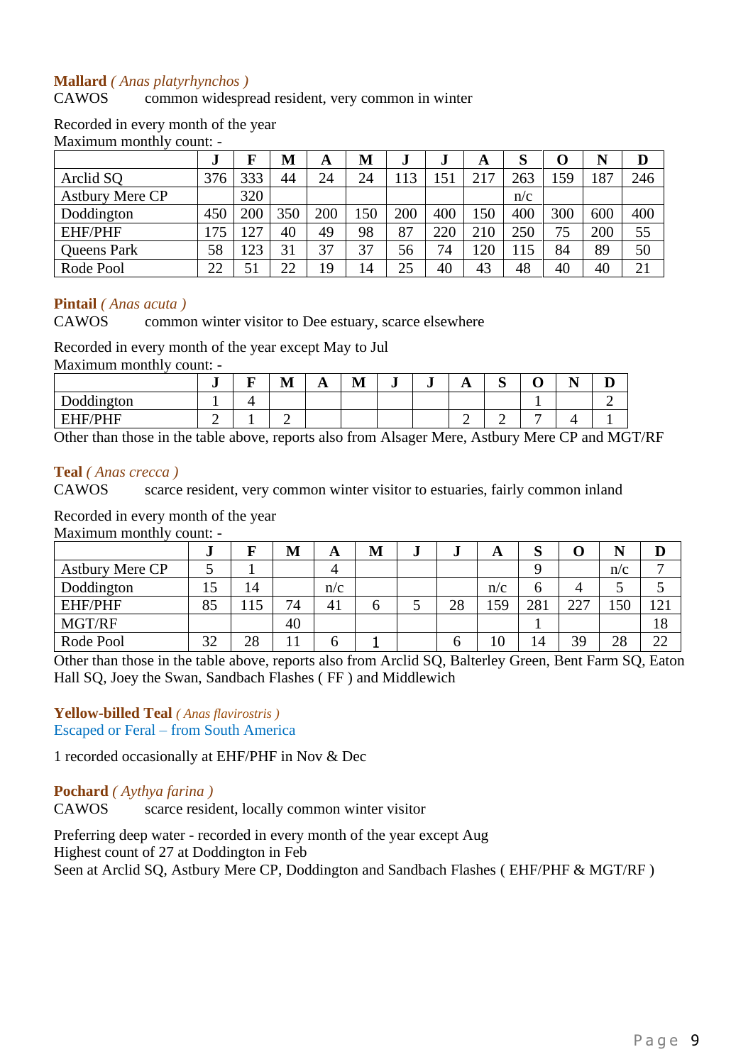**Mallard** *( Anas platyrhynchos )*
CAWOS common widespread resident, very common in winter

Recorded in every month of the year
Maximum monthly count: -

| | J | F | M | A | M | J | J | A | S | O | N | D |
|---|---|---|---|---|---|---|---|---|---|---|---|---|
| Arclid SQ | 376 | 333 | 44 | 24 | 24 | 113 | 151 | 217 | 263 | 159 | 187 | 246 |
| Astbury Mere CP | | 320 | | | | | | | n/c | | | |
| Doddington | 450 | 200 | 350 | 200 | 150 | 200 | 400 | 150 | 400 | 300 | 600 | 400 |
| EHF/PHF | 175 | 127 | 40 | 49 | 98 | 87 | 220 | 210 | 250 | 75 | 200 | 55 |
| Queens Park | 58 | 123 | 31 | 37 | 37 | 56 | 74 | 120 | 115 | 84 | 89 | 50 |
| Rode Pool | 22 | 51 | 22 | 19 | 14 | 25 | 40 | 43 | 48 | 40 | 40 | 21 |

**Pintail** *( Anas acuta )*
CAWOS common winter visitor to Dee estuary, scarce elsewhere

Recorded in every month of the year except May to Jul
Maximum monthly count: -

| | J | F | M | A | M | J | J | A | S | O | N | D |
|---|---|---|---|---|---|---|---|---|---|---|---|---|
| Doddington | 1 | 4 | | | | | | | | 1 | | 2 |
| EHF/PHF | 2 | 1 | 2 | | | | | 2 | 2 | 7 | 4 | 1 |

Other than those in the table above, reports also from Alsager Mere, Astbury Mere CP and MGT/RF

**Teal** *( Anas crecca )*
CAWOS scarce resident, very common winter visitor to estuaries, fairly common inland

Recorded in every month of the year
Maximum monthly count: -

| | J | F | M | A | M | J | J | A | S | O | N | D |
|---|---|---|---|---|---|---|---|---|---|---|---|---|
| Astbury Mere CP | 5 | 1 | | 4 | | | | | 9 | | n/c | 7 |
| Doddington | 15 | 14 | | n/c | | | | n/c | 6 | 4 | 5 | 5 |
| EHF/PHF | 85 | 115 | 74 | 41 | 6 | 5 | 28 | 159 | 281 | 227 | 150 | 121 |
| MGT/RF | | | 40 | | | | | | 1 | | | 18 |
| Rode Pool | 32 | 28 | 11 | 6 | 1 | | 6 | 10 | 14 | 39 | 28 | 22 |

Other than those in the table above, reports also from Arclid SQ, Balterley Green, Bent Farm SQ, Eaton Hall SQ, Joey the Swan, Sandbach Flashes ( FF ) and Middlewich

**Yellow-billed Teal** *( Anas flavirostris )*
Escaped or Feral – from South America

1 recorded occasionally at EHF/PHF in Nov & Dec

**Pochard** *( Aythya farina )*
CAWOS scarce resident, locally common winter visitor

Preferring deep water - recorded in every month of the year except Aug
Highest count of 27 at Doddington in Feb
Seen at Arclid SQ, Astbury Mere CP, Doddington and Sandbach Flashes ( EHF/PHF & MGT/RF )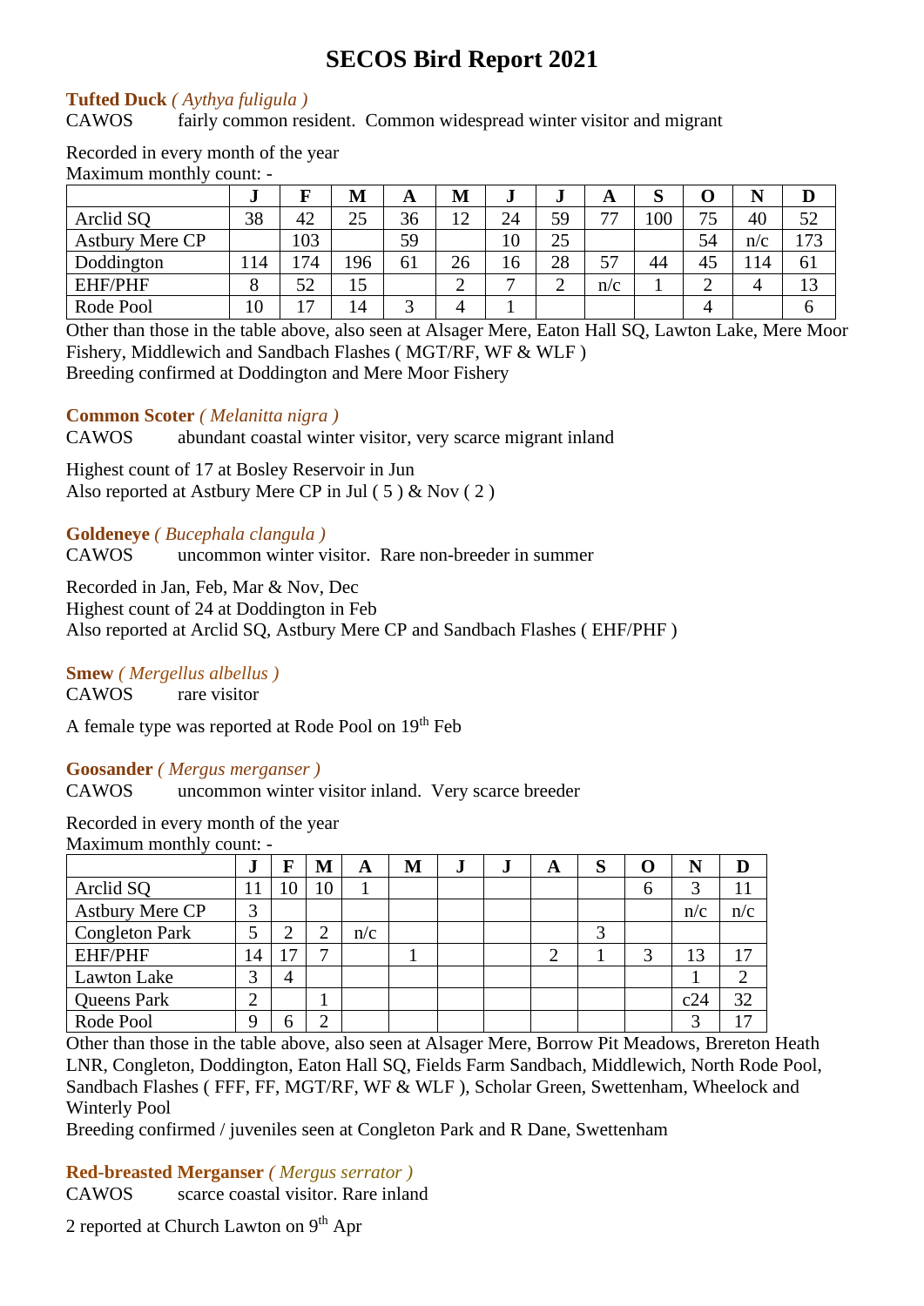# SECOS Bird Report 2021

**Tufted Duck** *( Aythya fuligula )*
CAWOS fairly common resident. Common widespread winter visitor and migrant

Recorded in every month of the year
Maximum monthly count: -

| | J | F | M | A | M | J | J | A | S | O | N | D |
|---|---|---|---|---|---|---|---|---|---|---|---|---|
| Arclid SQ | 38 | 42 | 25 | 36 | 12 | 24 | 59 | 77 | 100 | 75 | 40 | 52 |
| Astbury Mere CP | | 103 | | 59 | | 10 | 25 | | | 54 | n/c | 173 |
| Doddington | 114 | 174 | 196 | 61 | 26 | 16 | 28 | 57 | 44 | 45 | 114 | 61 |
| EHF/PHF | 8 | 52 | 15 | | 2 | 7 | 2 | n/c | 1 | 2 | 4 | 13 |
| Rode Pool | 10 | 17 | 14 | 3 | 4 | 1 | | | | 4 | | 6 |

Other than those in the table above, also seen at Alsager Mere, Eaton Hall SQ, Lawton Lake, Mere Moor Fishery, Middlewich and Sandbach Flashes ( MGT/RF, WF & WLF )
Breeding confirmed at Doddington and Mere Moor Fishery

**Common Scoter** *( Melanitta nigra )*
CAWOS abundant coastal winter visitor, very scarce migrant inland

Highest count of 17 at Bosley Reservoir in Jun
Also reported at Astbury Mere CP in Jul ( 5 ) & Nov ( 2 )

**Goldeneye** *( Bucephala clangula )*
CAWOS uncommon winter visitor. Rare non-breeder in summer

Recorded in Jan, Feb, Mar & Nov, Dec
Highest count of 24 at Doddington in Feb
Also reported at Arclid SQ, Astbury Mere CP and Sandbach Flashes ( EHF/PHF )

**Smew** *( Mergellus albellus )*
CAWOS rare visitor

A female type was reported at Rode Pool on 19th Feb

**Goosander** *( Mergus merganser )*
CAWOS uncommon winter visitor inland. Very scarce breeder

Recorded in every month of the year
Maximum monthly count: -

| | J | F | M | A | M | J | J | A | S | O | N | D |
|---|---|---|---|---|---|---|---|---|---|---|---|---|
| Arclid SQ | 11 | 10 | 10 | 1 | | | | | | 6 | 3 | 11 |
| Astbury Mere CP | 3 | | | | | | | | | | n/c | n/c |
| Congleton Park | 5 | 2 | 2 | n/c | | | | | 3 | | | |
| EHF/PHF | 14 | 17 | 7 | | 1 | | | 2 | 1 | 3 | 13 | 17 |
| Lawton Lake | 3 | 4 | | | | | | | | | 1 | 2 |
| Queens Park | 2 | | 1 | | | | | | | | c24 | 32 |
| Rode Pool | 9 | 6 | 2 | | | | | | | | 3 | 17 |

Other than those in the table above, also seen at Alsager Mere, Borrow Pit Meadows, Brereton Heath LNR, Congleton, Doddington, Eaton Hall SQ, Fields Farm Sandbach, Middlewich, North Rode Pool, Sandbach Flashes ( FFF, FF, MGT/RF, WF & WLF ), Scholar Green, Swettenham, Wheelock and Winterly Pool
Breeding confirmed / juveniles seen at Congleton Park and R Dane, Swettenham

**Red-breasted Merganser** *( Mergus serrator )*
CAWOS scarce coastal visitor. Rare inland

2 reported at Church Lawton on 9th Apr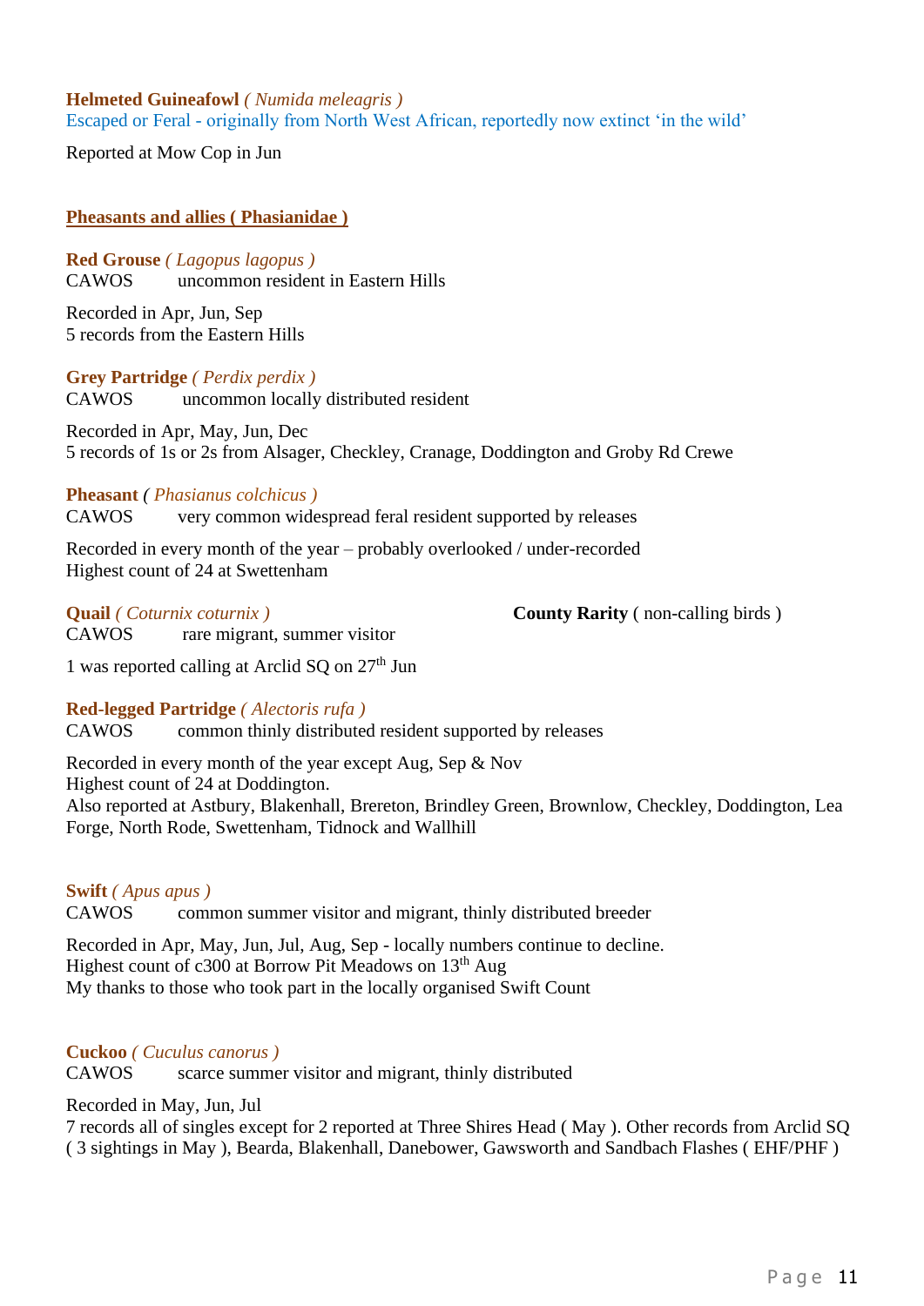**Helmeted Guineafowl** *( Numida meleagris )*
Escaped or Feral - originally from North West African, reportedly now extinct 'in the wild'

Reported at Mow Cop in Jun

## Pheasants and allies ( Phasianidae )

**Red Grouse** *( Lagopus lagopus )*
CAWOS uncommon resident in Eastern Hills

Recorded in Apr, Jun, Sep
5 records from the Eastern Hills

**Grey Partridge** *( Perdix perdix )*
CAWOS uncommon locally distributed resident

Recorded in Apr, May, Jun, Dec
5 records of 1s or 2s from Alsager, Checkley, Cranage, Doddington and Groby Rd Crewe

**Pheasant** *( Phasianus colchicus )*
CAWOS very common widespread feral resident supported by releases

Recorded in every month of the year – probably overlooked / under-recorded
Highest count of 24 at Swettenham

**Quail** *( Coturnix coturnix )* **County Rarity** ( non-calling birds )
CAWOS rare migrant, summer visitor

1 was reported calling at Arclid SQ on 27th Jun

**Red-legged Partridge** *( Alectoris rufa )*
CAWOS common thinly distributed resident supported by releases

Recorded in every month of the year except Aug, Sep & Nov
Highest count of 24 at Doddington.
Also reported at Astbury, Blakenhall, Brereton, Brindley Green, Brownlow, Checkley, Doddington, Lea Forge, North Rode, Swettenham, Tidnock and Wallhill

**Swift** *( Apus apus )*
CAWOS common summer visitor and migrant, thinly distributed breeder

Recorded in Apr, May, Jun, Jul, Aug, Sep - locally numbers continue to decline.
Highest count of c300 at Borrow Pit Meadows on 13th Aug
My thanks to those who took part in the locally organised Swift Count

**Cuckoo** *( Cuculus canorus )*
CAWOS scarce summer visitor and migrant, thinly distributed

Recorded in May, Jun, Jul
7 records all of singles except for 2 reported at Three Shires Head ( May ). Other records from Arclid SQ ( 3 sightings in May ), Bearda, Blakenhall, Danebower, Gawsworth and Sandbach Flashes ( EHF/PHF )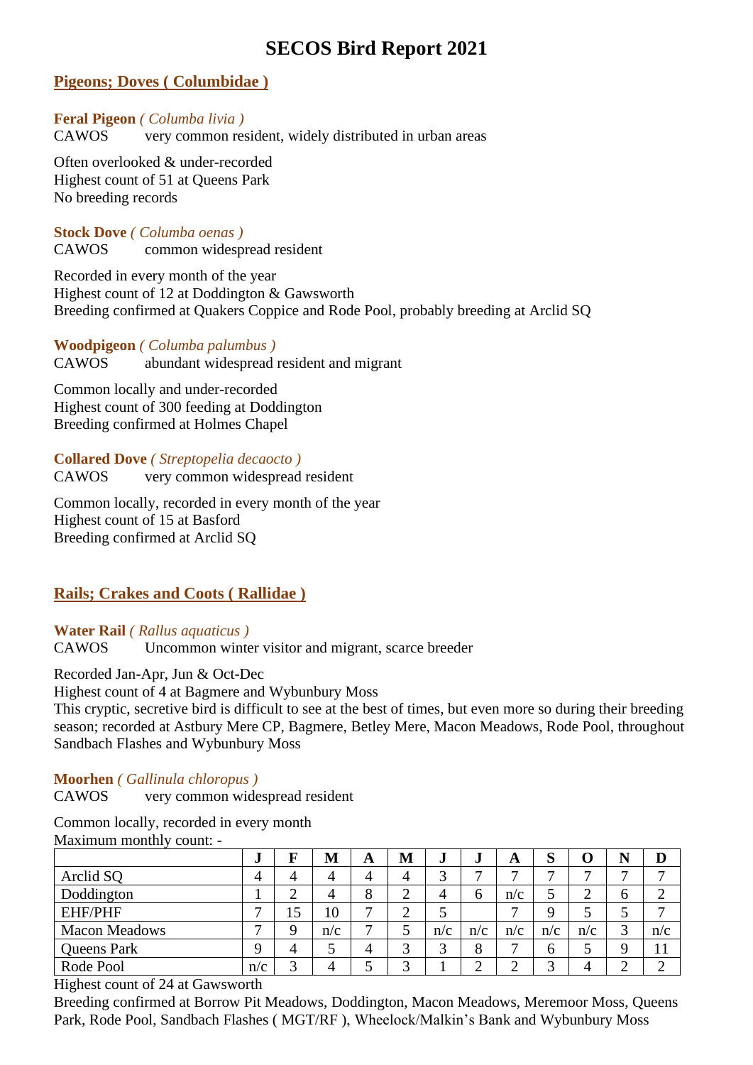# SECOS Bird Report 2021

## Pigeons; Doves ( Columbidae )

**Feral Pigeon** *( Columba livia )*
CAWOS very common resident, widely distributed in urban areas

Often overlooked & under-recorded
Highest count of 51 at Queens Park
No breeding records

**Stock Dove** *( Columba oenas )*
CAWOS common widespread resident

Recorded in every month of the year
Highest count of 12 at Doddington & Gawsworth
Breeding confirmed at Quakers Coppice and Rode Pool, probably breeding at Arclid SQ

**Woodpigeon** *( Columba palumbus )*
CAWOS abundant widespread resident and migrant

Common locally and under-recorded
Highest count of 300 feeding at Doddington
Breeding confirmed at Holmes Chapel

**Collared Dove** *( Streptopelia decaocto )*
CAWOS very common widespread resident

Common locally, recorded in every month of the year
Highest count of 15 at Basford
Breeding confirmed at Arclid SQ

## Rails; Crakes and Coots ( Rallidae )

**Water Rail** *( Rallus aquaticus )*
CAWOS Uncommon winter visitor and migrant, scarce breeder

Recorded Jan-Apr, Jun & Oct-Dec
Highest count of 4 at Bagmere and Wybunbury Moss
This cryptic, secretive bird is difficult to see at the best of times, but even more so during their breeding season; recorded at Astbury Mere CP, Bagmere, Betley Mere, Macon Meadows, Rode Pool, throughout Sandbach Flashes and Wybunbury Moss

**Moorhen** *( Gallinula chloropus )*
CAWOS very common widespread resident

Common locally, recorded in every month
Maximum monthly count: -

| | J | F | M | A | M | J | J | A | S | O | N | D |
|---|---|---|---|---|---|---|---|---|---|---|---|---|
| Arclid SQ | 4 | 4 | 4 | 4 | 4 | 3 | 7 | 7 | 7 | 7 | 7 | 7 |
| Doddington | 1 | 2 | 4 | 8 | 2 | 4 | 6 | n/c | 5 | 2 | 6 | 2 |
| EHF/PHF | 7 | 15 | 10 | 7 | 2 | 5 | | 7 | 9 | 5 | 5 | 7 |
| Macon Meadows | 7 | 9 | n/c | 7 | 5 | n/c | n/c | n/c | n/c | n/c | 3 | n/c |
| Queens Park | 9 | 4 | 5 | 4 | 3 | 3 | 8 | 7 | 6 | 5 | 9 | 11 |
| Rode Pool | n/c | 3 | 4 | 5 | 3 | 1 | 2 | 2 | 3 | 4 | 2 | 2 |

Highest count of 24 at Gawsworth
Breeding confirmed at Borrow Pit Meadows, Doddington, Macon Meadows, Meremoor Moss, Queens Park, Rode Pool, Sandbach Flashes ( MGT/RF ), Wheelock/Malkin's Bank and Wybunbury Moss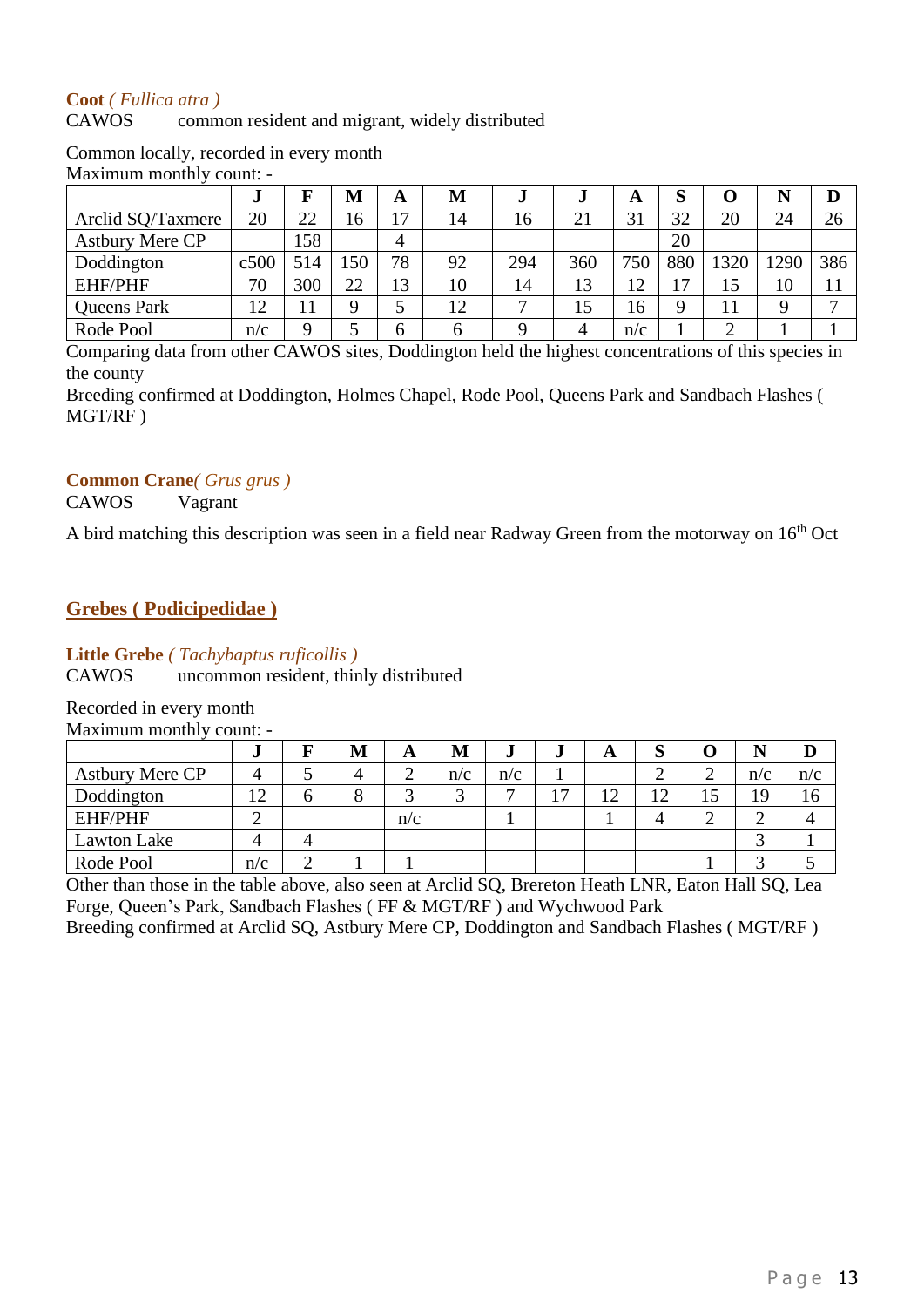**Coot** *( Fullica atra )*
CAWOS common resident and migrant, widely distributed

Common locally, recorded in every month
Maximum monthly count: -

| | J | F | M | A | M | J | J | A | S | O | N | D |
|---|---|---|---|---|---|---|---|---|---|---|---|---|
| Arclid SQ/Taxmere | 20 | 22 | 16 | 17 | 14 | 16 | 21 | 31 | 32 | 20 | 24 | 26 |
| Astbury Mere CP | | 158 | | 4 | | | | | 20 | | | |
| Doddington | c500 | 514 | 150 | 78 | 92 | 294 | 360 | 750 | 880 | 1320 | 1290 | 386 |
| EHF/PHF | 70 | 300 | 22 | 13 | 10 | 14 | 13 | 12 | 17 | 15 | 10 | 11 |
| Queens Park | 12 | 11 | 9 | 5 | 12 | 7 | 15 | 16 | 9 | 11 | 9 | 7 |
| Rode Pool | n/c | 9 | 5 | 6 | 6 | 9 | 4 | n/c | 1 | 2 | 1 | 1 |

Comparing data from other CAWOS sites, Doddington held the highest concentrations of this species in the county
Breeding confirmed at Doddington, Holmes Chapel, Rode Pool, Queens Park and Sandbach Flashes ( MGT/RF )

**Common Crane***( Grus grus )*
CAWOS Vagrant

A bird matching this description was seen in a field near Radway Green from the motorway on 16th Oct

## Grebes ( Podicipedidae )

**Little Grebe** *( Tachybaptus ruficollis )*
CAWOS uncommon resident, thinly distributed

Recorded in every month
Maximum monthly count: -

| | J | F | M | A | M | J | J | A | S | O | N | D |
|---|---|---|---|---|---|---|---|---|---|---|---|---|
| Astbury Mere CP | 4 | 5 | 4 | 2 | n/c | n/c | 1 | | 2 | 2 | n/c | n/c |
| Doddington | 12 | 6 | 8 | 3 | 3 | 7 | 17 | 12 | 12 | 15 | 19 | 16 |
| EHF/PHF | 2 | | | n/c | | 1 | | 1 | 4 | 2 | 2 | 4 |
| Lawton Lake | 4 | 4 | | | | | | | | | 3 | 1 |
| Rode Pool | n/c | 2 | 1 | 1 | | | | | | 1 | 3 | 5 |

Other than those in the table above, also seen at Arclid SQ, Brereton Heath LNR, Eaton Hall SQ, Lea Forge, Queen's Park, Sandbach Flashes ( FF & MGT/RF ) and Wychwood Park
Breeding confirmed at Arclid SQ, Astbury Mere CP, Doddington and Sandbach Flashes ( MGT/RF )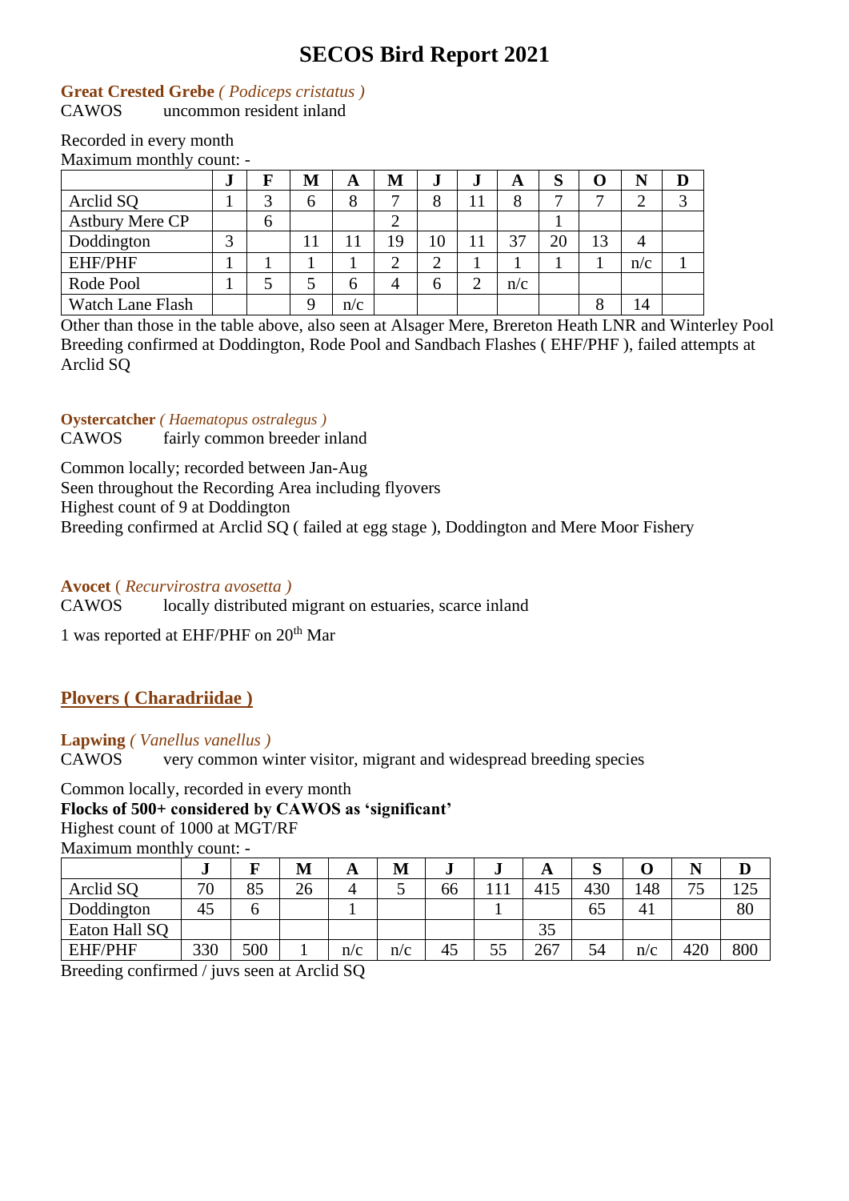# SECOS Bird Report 2021

**Great Crested Grebe** *( Podiceps cristatus )*
CAWOS uncommon resident inland

Recorded in every month
Maximum monthly count: -

| | J | F | M | A | M | J | J | A | S | O | N | D |
|---|---|---|---|---|---|---|---|---|---|---|---|---|
| Arclid SQ | 1 | 3 | 6 | 8 | 7 | 8 | 11 | 8 | 7 | 7 | 2 | 3 |
| Astbury Mere CP | | 6 | | | 2 | | | | 1 | | | |
| Doddington | 3 | | 11 | 11 | 19 | 10 | 11 | 37 | 20 | 13 | 4 | |
| EHF/PHF | 1 | 1 | 1 | 1 | 2 | 2 | 1 | 1 | 1 | 1 | n/c | 1 |
| Rode Pool | 1 | 5 | 5 | 6 | 4 | 6 | 2 | n/c | | | | |
| Watch Lane Flash | | | 9 | n/c | | | | | | 8 | 14 | |

Other than those in the table above, also seen at Alsager Mere, Brereton Heath LNR and Winterley Pool
Breeding confirmed at Doddington, Rode Pool and Sandbach Flashes ( EHF/PHF ), failed attempts at Arclid SQ

**Oystercatcher** *( Haematopus ostralegus )*
CAWOS fairly common breeder inland

Common locally; recorded between Jan-Aug
Seen throughout the Recording Area including flyovers
Highest count of 9 at Doddington
Breeding confirmed at Arclid SQ ( failed at egg stage ), Doddington and Mere Moor Fishery

**Avocet** ( *Recurvirostra avosetta )*
CAWOS locally distributed migrant on estuaries, scarce inland

1 was reported at EHF/PHF on 20th Mar

## Plovers ( Charadriidae )

**Lapwing** *( Vanellus vanellus )*
CAWOS very common winter visitor, migrant and widespread breeding species

Common locally, recorded in every month
**Flocks of 500+ considered by CAWOS as 'significant'**
Highest count of 1000 at MGT/RF
Maximum monthly count: -

| | J | F | M | A | M | J | J | A | S | O | N | D |
|---|---|---|---|---|---|---|---|---|---|---|---|---|
| Arclid SQ | 70 | 85 | 26 | 4 | 5 | 66 | 111 | 415 | 430 | 148 | 75 | 125 |
| Doddington | 45 | 6 | | 1 | | | 1 | | 65 | 41 | | 80 |
| Eaton Hall SQ | | | | | | | | 35 | | | | |
| EHF/PHF | 330 | 500 | 1 | n/c | n/c | 45 | 55 | 267 | 54 | n/c | 420 | 800 |

Breeding confirmed / juvs seen at Arclid SQ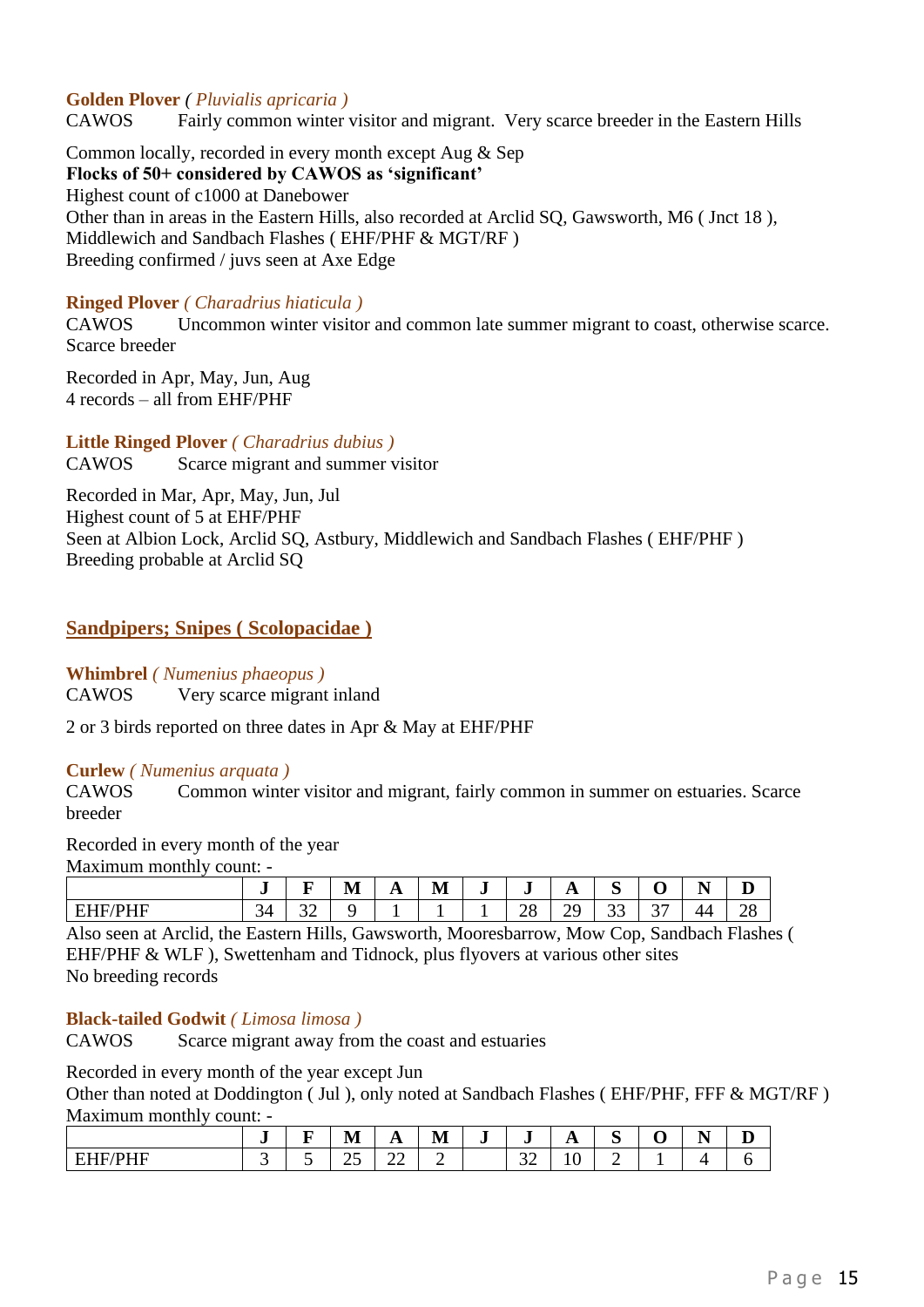**Golden Plover** *( Pluvialis apricaria )*
CAWOS Fairly common winter visitor and migrant. Very scarce breeder in the Eastern Hills

Common locally, recorded in every month except Aug & Sep
**Flocks of 50+ considered by CAWOS as 'significant'**
Highest count of c1000 at Danebower
Other than in areas in the Eastern Hills, also recorded at Arclid SQ, Gawsworth, M6 ( Jnct 18 ), Middlewich and Sandbach Flashes ( EHF/PHF & MGT/RF )
Breeding confirmed / juvs seen at Axe Edge

**Ringed Plover** *( Charadrius hiaticula )*
CAWOS Uncommon winter visitor and common late summer migrant to coast, otherwise scarce. Scarce breeder

Recorded in Apr, May, Jun, Aug
4 records – all from EHF/PHF

**Little Ringed Plover** *( Charadrius dubius )*
CAWOS Scarce migrant and summer visitor

Recorded in Mar, Apr, May, Jun, Jul
Highest count of 5 at EHF/PHF
Seen at Albion Lock, Arclid SQ, Astbury, Middlewich and Sandbach Flashes ( EHF/PHF )
Breeding probable at Arclid SQ

## Sandpipers; Snipes ( Scolopacidae )

**Whimbrel** *( Numenius phaeopus )*
CAWOS Very scarce migrant inland

2 or 3 birds reported on three dates in Apr & May at EHF/PHF

**Curlew** *( Numenius arquata )*
CAWOS Common winter visitor and migrant, fairly common in summer on estuaries. Scarce breeder

Recorded in every month of the year
Maximum monthly count: -

| | J | F | M | A | M | J | J | A | S | O | N | D |
|---|---|---|---|---|---|---|---|---|---|---|---|---|
| EHF/PHF | 34 | 32 | 9 | 1 | 1 | 1 | 28 | 29 | 33 | 37 | 44 | 28 |

Also seen at Arclid, the Eastern Hills, Gawsworth, Mooresbarrow, Mow Cop, Sandbach Flashes ( EHF/PHF & WLF ), Swettenham and Tidnock, plus flyovers at various other sites
No breeding records

**Black-tailed Godwit** *( Limosa limosa )*
CAWOS Scarce migrant away from the coast and estuaries

Recorded in every month of the year except Jun
Other than noted at Doddington ( Jul ), only noted at Sandbach Flashes ( EHF/PHF, FFF & MGT/RF )
Maximum monthly count: -

| | J | F | M | A | M | J | J | A | S | O | N | D |
|---|---|---|---|---|---|---|---|---|---|---|---|---|
| EHF/PHF | 3 | 5 | 25 | 22 | 2 | | 32 | 10 | 2 | 1 | 4 | 6 |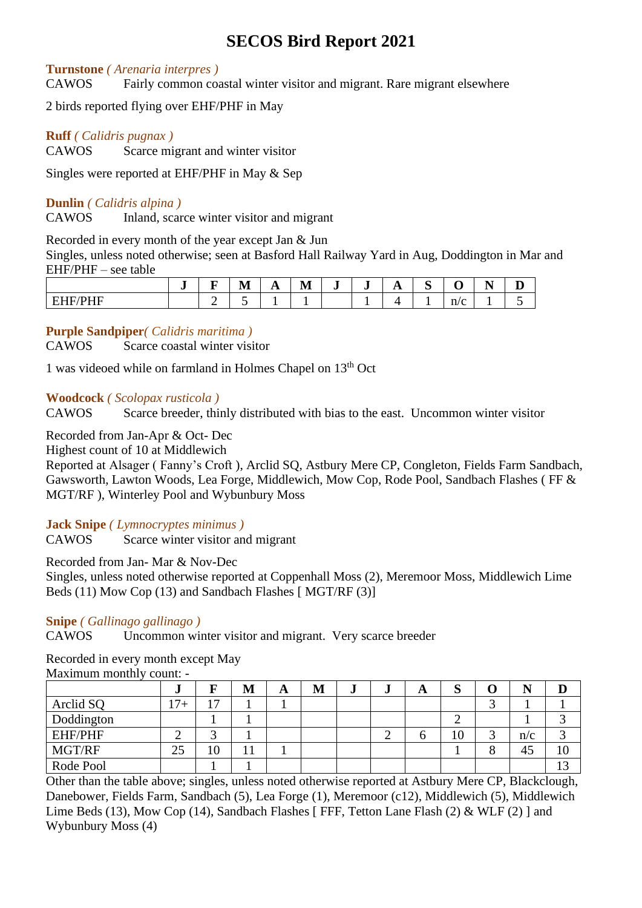# SECOS Bird Report 2021

**Turnstone** *( Arenaria interpres )*
CAWOS Fairly common coastal winter visitor and migrant. Rare migrant elsewhere

2 birds reported flying over EHF/PHF in May

**Ruff** *( Calidris pugnax )*
CAWOS Scarce migrant and winter visitor

Singles were reported at EHF/PHF in May & Sep

**Dunlin** *( Calidris alpina )*
CAWOS Inland, scarce winter visitor and migrant

Recorded in every month of the year except Jan & Jun
Singles, unless noted otherwise; seen at Basford Hall Railway Yard in Aug, Doddington in Mar and EHF/PHF – see table

| | J | F | M | A | M | J | J | A | S | O | N | D |
|---|---|---|---|---|---|---|---|---|---|---|---|---|
| EHF/PHF | | 2 | 5 | 1 | 1 | | 1 | 4 | 1 | n/c | 1 | 5 |

**Purple Sandpiper***( Calidris maritima )*
CAWOS Scarce coastal winter visitor

1 was videoed while on farmland in Holmes Chapel on 13th Oct

**Woodcock** *( Scolopax rusticola )*
CAWOS Scarce breeder, thinly distributed with bias to the east. Uncommon winter visitor

Recorded from Jan-Apr & Oct- Dec
Highest count of 10 at Middlewich
Reported at Alsager ( Fanny's Croft ), Arclid SQ, Astbury Mere CP, Congleton, Fields Farm Sandbach, Gawsworth, Lawton Woods, Lea Forge, Middlewich, Mow Cop, Rode Pool, Sandbach Flashes ( FF & MGT/RF ), Winterley Pool and Wybunbury Moss

**Jack Snipe** *( Lymnocryptes minimus )*
CAWOS Scarce winter visitor and migrant

Recorded from Jan- Mar & Nov-Dec
Singles, unless noted otherwise reported at Coppenhall Moss (2), Meremoor Moss, Middlewich Lime Beds (11) Mow Cop (13) and Sandbach Flashes [ MGT/RF (3)]

**Snipe** *( Gallinago gallinago )*
CAWOS Uncommon winter visitor and migrant. Very scarce breeder

Recorded in every month except May
Maximum monthly count: -

| | J | F | M | A | M | J | J | A | S | O | N | D |
|---|---|---|---|---|---|---|---|---|---|---|---|---|
| Arclid SQ | 17+ | 17 | 1 | 1 | | | | | | 3 | 1 | 1 |
| Doddington | | 1 | 1 | | | | | | 2 | | 1 | 3 |
| EHF/PHF | 2 | 3 | 1 | | | | 2 | 6 | 10 | 3 | n/c | 3 |
| MGT/RF | 25 | 10 | 11 | 1 | | | | | 1 | 8 | 45 | 10 |
| Rode Pool | | 1 | 1 | | | | | | | | | 13 |

Other than the table above; singles, unless noted otherwise reported at Astbury Mere CP, Blackclough, Danebower, Fields Farm, Sandbach (5), Lea Forge (1), Meremoor (c12), Middlewich (5), Middlewich Lime Beds (13), Mow Cop (14), Sandbach Flashes [ FFF, Tetton Lane Flash (2) & WLF (2) ] and Wybunbury Moss (4)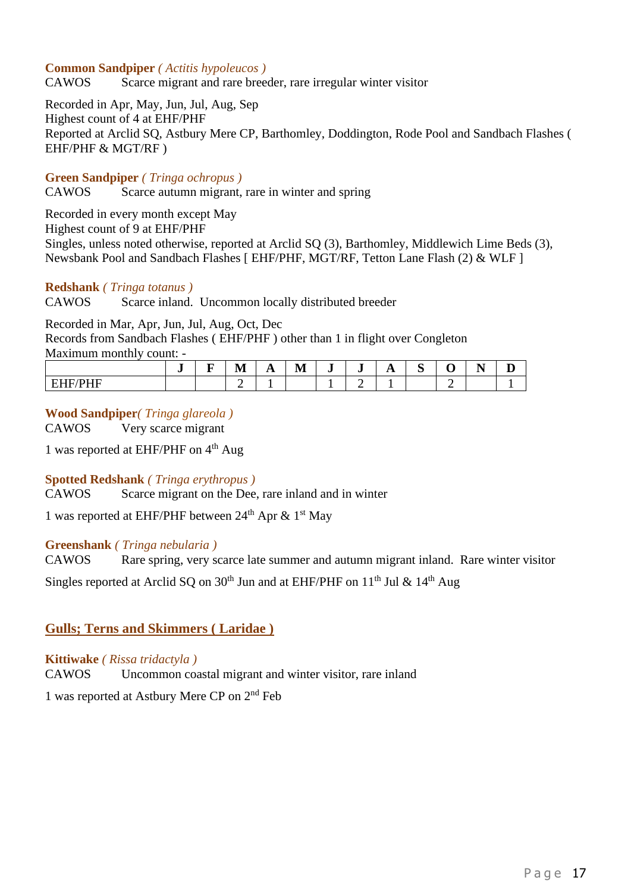**Common Sandpiper** *( Actitis hypoleucos )*
CAWOS Scarce migrant and rare breeder, rare irregular winter visitor

Recorded in Apr, May, Jun, Jul, Aug, Sep
Highest count of 4 at EHF/PHF
Reported at Arclid SQ, Astbury Mere CP, Barthomley, Doddington, Rode Pool and Sandbach Flashes ( EHF/PHF & MGT/RF )

**Green Sandpiper** *( Tringa ochropus )*
CAWOS Scarce autumn migrant, rare in winter and spring

Recorded in every month except May
Highest count of 9 at EHF/PHF
Singles, unless noted otherwise, reported at Arclid SQ (3), Barthomley, Middlewich Lime Beds (3), Newsbank Pool and Sandbach Flashes [ EHF/PHF, MGT/RF, Tetton Lane Flash (2) & WLF ]

**Redshank** *( Tringa totanus )*
CAWOS Scarce inland. Uncommon locally distributed breeder

Recorded in Mar, Apr, Jun, Jul, Aug, Oct, Dec
Records from Sandbach Flashes ( EHF/PHF ) other than 1 in flight over Congleton
Maximum monthly count: -

| | J | F | M | A | M | J | J | A | S | O | N | D |
|---|---|---|---|---|---|---|---|---|---|---|---|---|
| EHF/PHF | | | 2 | 1 | | 1 | 2 | 1 | | 2 | | 1 |

**Wood Sandpiper** *( Tringa glareola )*
CAWOS Very scarce migrant

1 was reported at EHF/PHF on 4th Aug

**Spotted Redshank** *( Tringa erythropus )*
CAWOS Scarce migrant on the Dee, rare inland and in winter

1 was reported at EHF/PHF between 24th Apr & 1st May

**Greenshank** *( Tringa nebularia )*
CAWOS Rare spring, very scarce late summer and autumn migrant inland. Rare winter visitor

Singles reported at Arclid SQ on 30th Jun and at EHF/PHF on 11th Jul & 14th Aug

## Gulls; Terns and Skimmers ( Laridae )

**Kittiwake** *( Rissa tridactyla )*
CAWOS Uncommon coastal migrant and winter visitor, rare inland

1 was reported at Astbury Mere CP on 2nd Feb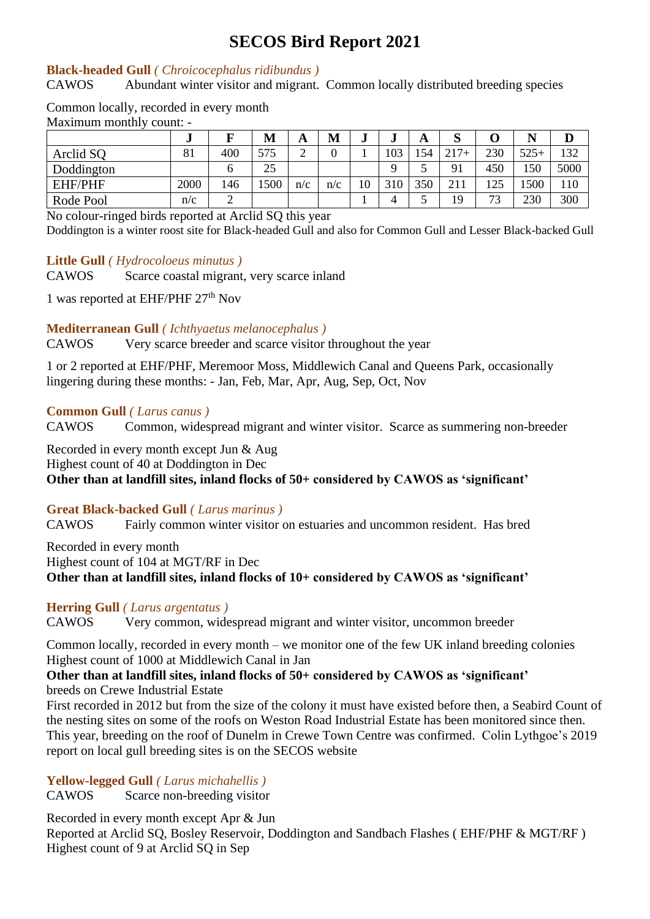# SECOS Bird Report 2021

### Black-headed Gull *( Chroicocephalus ridibundus )*

CAWOS Abundant winter visitor and migrant. Common locally distributed breeding species

Common locally, recorded in every month
Maximum monthly count: -

| | J | F | M | A | M | J | J | A | S | O | N | D |
|---|---|---|---|---|---|---|---|---|---|---|---|---|
| Arclid SQ | 81 | 400 | 575 | 2 | 0 | 1 | 103 | 154 | 217+ | 230 | 525+ | 132 |
| Doddington | | 6 | 25 | | | | 9 | 5 | 91 | 450 | 150 | 5000 |
| EHF/PHF | 2000 | 146 | 1500 | n/c | n/c | 10 | 310 | 350 | 211 | 125 | 1500 | 110 |
| Rode Pool | n/c | 2 | | | | 1 | 4 | 5 | 19 | 73 | 230 | 300 |

No colour-ringed birds reported at Arclid SQ this year
Doddington is a winter roost site for Black-headed Gull and also for Common Gull and Lesser Black-backed Gull

### Little Gull *( Hydrocoloeus minutus )*

CAWOS Scarce coastal migrant, very scarce inland

1 was reported at EHF/PHF 27th Nov

### Mediterranean Gull *( Ichthyaetus melanocephalus )*

CAWOS Very scarce breeder and scarce visitor throughout the year

1 or 2 reported at EHF/PHF, Meremoor Moss, Middlewich Canal and Queens Park, occasionally lingering during these months: - Jan, Feb, Mar, Apr, Aug, Sep, Oct, Nov

### Common Gull *( Larus canus )*

CAWOS Common, widespread migrant and winter visitor. Scarce as summering non-breeder

Recorded in every month except Jun & Aug
Highest count of 40 at Doddington in Dec
**Other than at landfill sites, inland flocks of 50+ considered by CAWOS as 'significant'**

### Great Black-backed Gull *( Larus marinus )*

CAWOS Fairly common winter visitor on estuaries and uncommon resident. Has bred

Recorded in every month
Highest count of 104 at MGT/RF in Dec
**Other than at landfill sites, inland flocks of 10+ considered by CAWOS as 'significant'**

### Herring Gull *( Larus argentatus )*

CAWOS Very common, widespread migrant and winter visitor, uncommon breeder

Common locally, recorded in every month – we monitor one of the few UK inland breeding colonies
Highest count of 1000 at Middlewich Canal in Jan
**Other than at landfill sites, inland flocks of 50+ considered by CAWOS as 'significant'**
breeds on Crewe Industrial Estate
First recorded in 2012 but from the size of the colony it must have existed before then, a Seabird Count of the nesting sites on some of the roofs on Weston Road Industrial Estate has been monitored since then. This year, breeding on the roof of Dunelm in Crewe Town Centre was confirmed. Colin Lythgoe's 2019 report on local gull breeding sites is on the SECOS website

### Yellow-legged Gull *( Larus michahellis )*

CAWOS Scarce non-breeding visitor

Recorded in every month except Apr & Jun
Reported at Arclid SQ, Bosley Reservoir, Doddington and Sandbach Flashes ( EHF/PHF & MGT/RF )
Highest count of 9 at Arclid SQ in Sep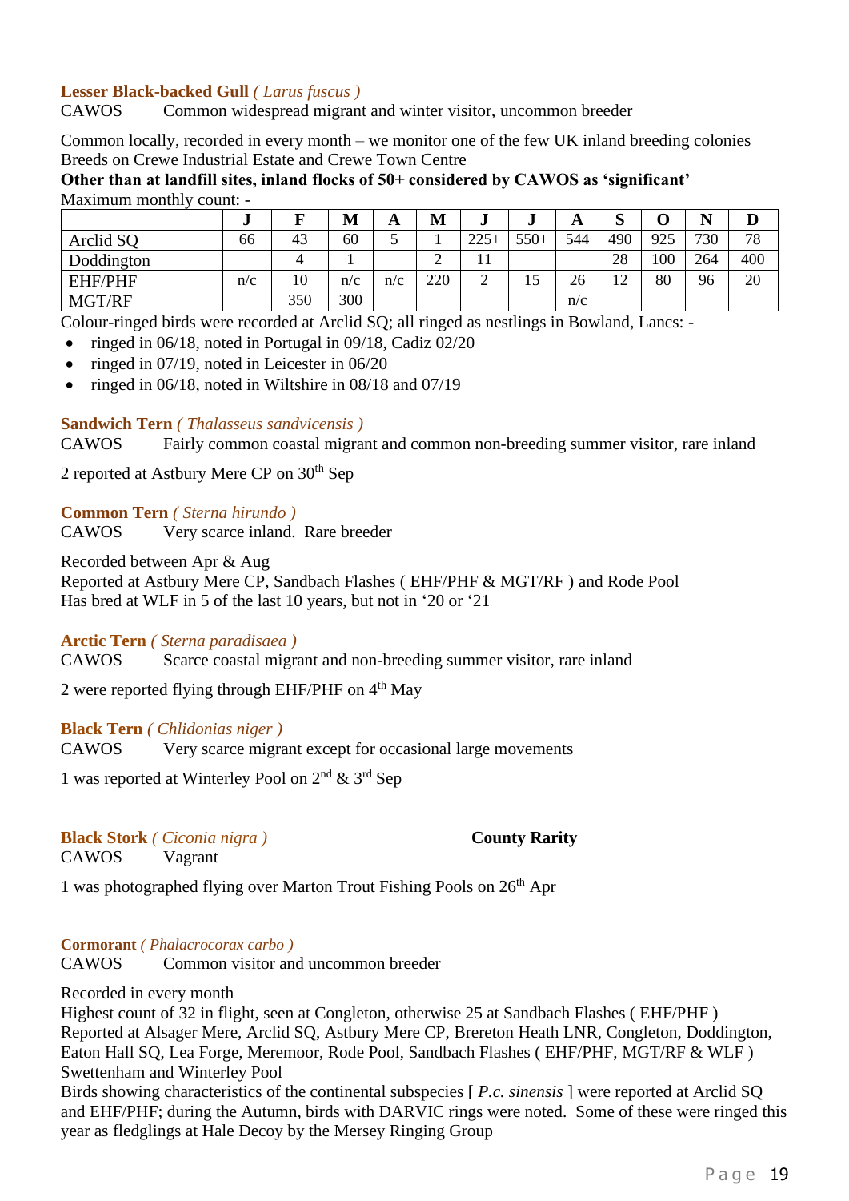### Lesser Black-backed Gull *( Larus fuscus )*

CAWOS Common widespread migrant and winter visitor, uncommon breeder

Common locally, recorded in every month – we monitor one of the few UK inland breeding colonies
Breeds on Crewe Industrial Estate and Crewe Town Centre
**Other than at landfill sites, inland flocks of 50+ considered by CAWOS as 'significant'**
Maximum monthly count: -

| | J | F | M | A | M | J | J | A | S | O | N | D |
|---|---|---|---|---|---|---|---|---|---|---|---|---|
| Arclid SQ | 66 | 43 | 60 | 5 | 1 | 225+ | 550+ | 544 | 490 | 925 | 730 | 78 |
| Doddington | | 4 | 1 | | 2 | 11 | | | 28 | 100 | 264 | 400 |
| EHF/PHF | n/c | 10 | n/c | n/c | 220 | 2 | 15 | 26 | 12 | 80 | 96 | 20 |
| MGT/RF | | 350 | 300 | | | | | n/c | | | | |

Colour-ringed birds were recorded at Arclid SQ; all ringed as nestlings in Bowland, Lancs: -

- ringed in 06/18, noted in Portugal in 09/18, Cadiz 02/20
- ringed in 07/19, noted in Leicester in 06/20
- ringed in 06/18, noted in Wiltshire in 08/18 and 07/19

### Sandwich Tern *( Thalasseus sandvicensis )*

CAWOS Fairly common coastal migrant and common non-breeding summer visitor, rare inland

2 reported at Astbury Mere CP on 30th Sep

### Common Tern *( Sterna hirundo )*

CAWOS Very scarce inland. Rare breeder

Recorded between Apr & Aug
Reported at Astbury Mere CP, Sandbach Flashes ( EHF/PHF & MGT/RF ) and Rode Pool
Has bred at WLF in 5 of the last 10 years, but not in '20 or '21

### Arctic Tern *( Sterna paradisaea )*

CAWOS Scarce coastal migrant and non-breeding summer visitor, rare inland

2 were reported flying through EHF/PHF on 4th May

### Black Tern *( Chlidonias niger )*

CAWOS Very scarce migrant except for occasional large movements

1 was reported at Winterley Pool on 2nd & 3rd Sep

### Black Stork *( Ciconia nigra )* **County Rarity**

CAWOS Vagrant

1 was photographed flying over Marton Trout Fishing Pools on 26th Apr

### Cormorant *( Phalacrocorax carbo )*

CAWOS Common visitor and uncommon breeder

Recorded in every month
Highest count of 32 in flight, seen at Congleton, otherwise 25 at Sandbach Flashes ( EHF/PHF )
Reported at Alsager Mere, Arclid SQ, Astbury Mere CP, Brereton Heath LNR, Congleton, Doddington, Eaton Hall SQ, Lea Forge, Meremoor, Rode Pool, Sandbach Flashes ( EHF/PHF, MGT/RF & WLF ) Swettenham and Winterley Pool
Birds showing characteristics of the continental subspecies [ *P.c. sinensis* ] were reported at Arclid SQ and EHF/PHF; during the Autumn, birds with DARVIC rings were noted. Some of these were ringed this year as fledglings at Hale Decoy by the Mersey Ringing Group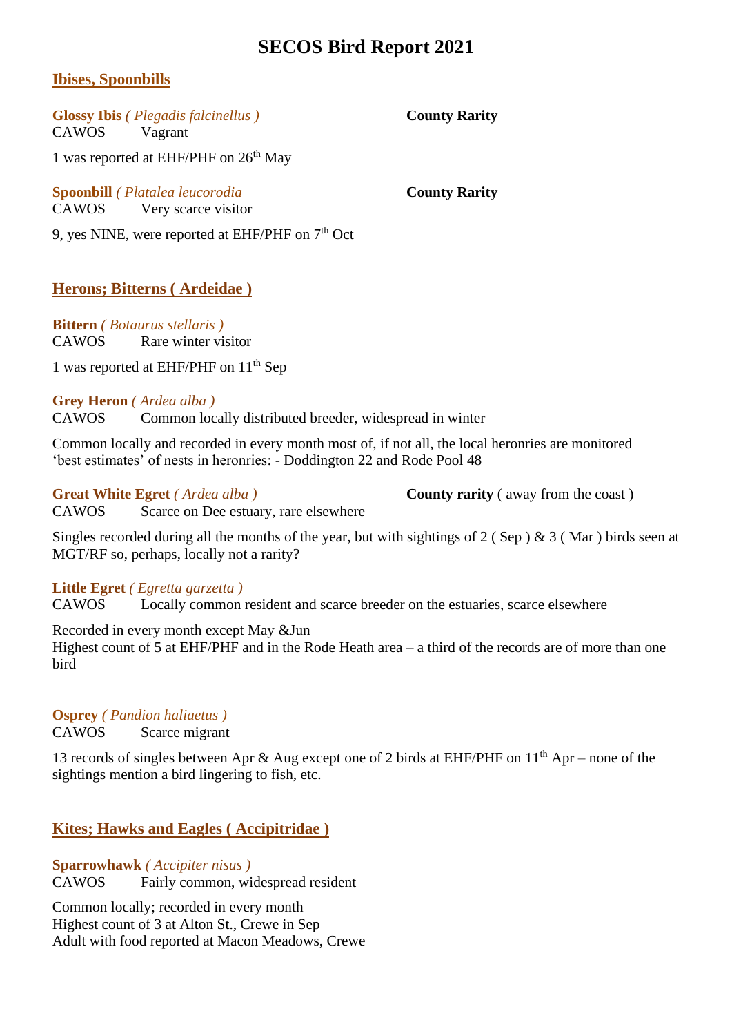# SECOS Bird Report 2021

## Ibises, Spoonbills

**Glossy Ibis** *( Plegadis falcinellus )* **County Rarity**
CAWOS Vagrant

1 was reported at EHF/PHF on 26th May

**Spoonbill** *( Platalea leucorodia* **County Rarity**
CAWOS Very scarce visitor

9, yes NINE, were reported at EHF/PHF on 7th Oct

## Herons; Bitterns ( Ardeidae )

**Bittern** *( Botaurus stellaris )*
CAWOS Rare winter visitor

1 was reported at EHF/PHF on 11th Sep

**Grey Heron** *( Ardea alba )*
CAWOS Common locally distributed breeder, widespread in winter

Common locally and recorded in every month most of, if not all, the local heronries are monitored 'best estimates' of nests in heronries: - Doddington 22 and Rode Pool 48

**Great White Egret** *( Ardea alba )* **County rarity** ( away from the coast )
CAWOS Scarce on Dee estuary, rare elsewhere

Singles recorded during all the months of the year, but with sightings of 2 ( Sep ) & 3 ( Mar ) birds seen at MGT/RF so, perhaps, locally not a rarity?

**Little Egret** *( Egretta garzetta )*
CAWOS Locally common resident and scarce breeder on the estuaries, scarce elsewhere

Recorded in every month except May &Jun
Highest count of 5 at EHF/PHF and in the Rode Heath area – a third of the records are of more than one bird

**Osprey** *( Pandion haliaetus )*
CAWOS Scarce migrant

13 records of singles between Apr & Aug except one of 2 birds at EHF/PHF on 11th Apr – none of the sightings mention a bird lingering to fish, etc.

## Kites; Hawks and Eagles ( Accipitridae )

**Sparrowhawk** *( Accipiter nisus )*
CAWOS Fairly common, widespread resident

Common locally; recorded in every month
Highest count of 3 at Alton St., Crewe in Sep
Adult with food reported at Macon Meadows, Crewe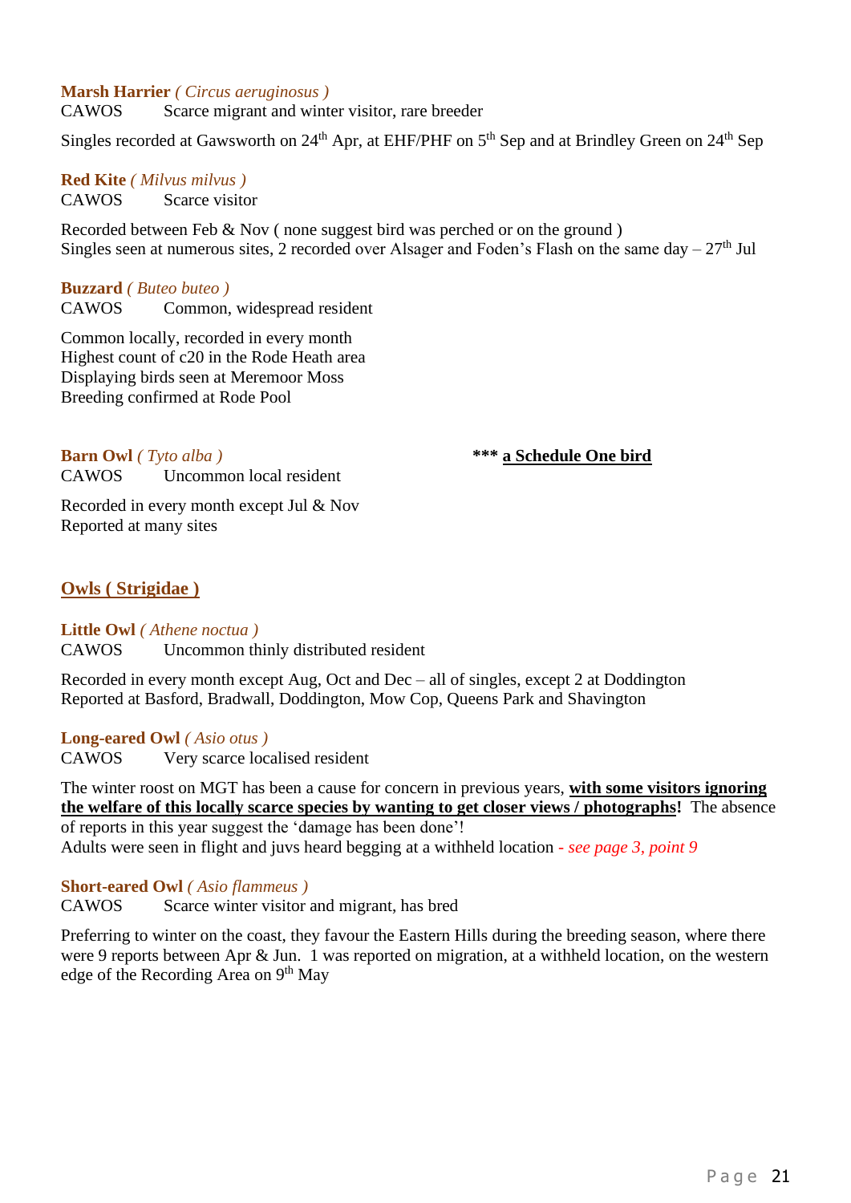**Marsh Harrier** *( Circus aeruginosus )*
CAWOS Scarce migrant and winter visitor, rare breeder

Singles recorded at Gawsworth on 24th Apr, at EHF/PHF on 5th Sep and at Brindley Green on 24th Sep

**Red Kite** *( Milvus milvus )*
CAWOS Scarce visitor

Recorded between Feb & Nov ( none suggest bird was perched or on the ground )
Singles seen at numerous sites, 2 recorded over Alsager and Foden's Flash on the same day – 27th Jul

**Buzzard** *( Buteo buteo )*
CAWOS Common, widespread resident

Common locally, recorded in every month
Highest count of c20 in the Rode Heath area
Displaying birds seen at Meremoor Moss
Breeding confirmed at Rode Pool

**Barn Owl** *( Tyto alba )* *** **a Schedule One bird**
CAWOS Uncommon local resident

Recorded in every month except Jul & Nov
Reported at many sites

## Owls ( Strigidae )

**Little Owl** *( Athene noctua )*
CAWOS Uncommon thinly distributed resident

Recorded in every month except Aug, Oct and Dec – all of singles, except 2 at Doddington
Reported at Basford, Bradwall, Doddington, Mow Cop, Queens Park and Shavington

**Long-eared Owl** *( Asio otus )*
CAWOS Very scarce localised resident

The winter roost on MGT has been a cause for concern in previous years, **with some visitors ignoring the welfare of this locally scarce species by wanting to get closer views / photographs!** The absence of reports in this year suggest the 'damage has been done'!
Adults were seen in flight and juvs heard begging at a withheld location *- see page 3, point 9*

**Short-eared Owl** *( Asio flammeus )*
CAWOS Scarce winter visitor and migrant, has bred

Preferring to winter on the coast, they favour the Eastern Hills during the breeding season, where there were 9 reports between Apr & Jun. 1 was reported on migration, at a withheld location, on the western edge of the Recording Area on 9th May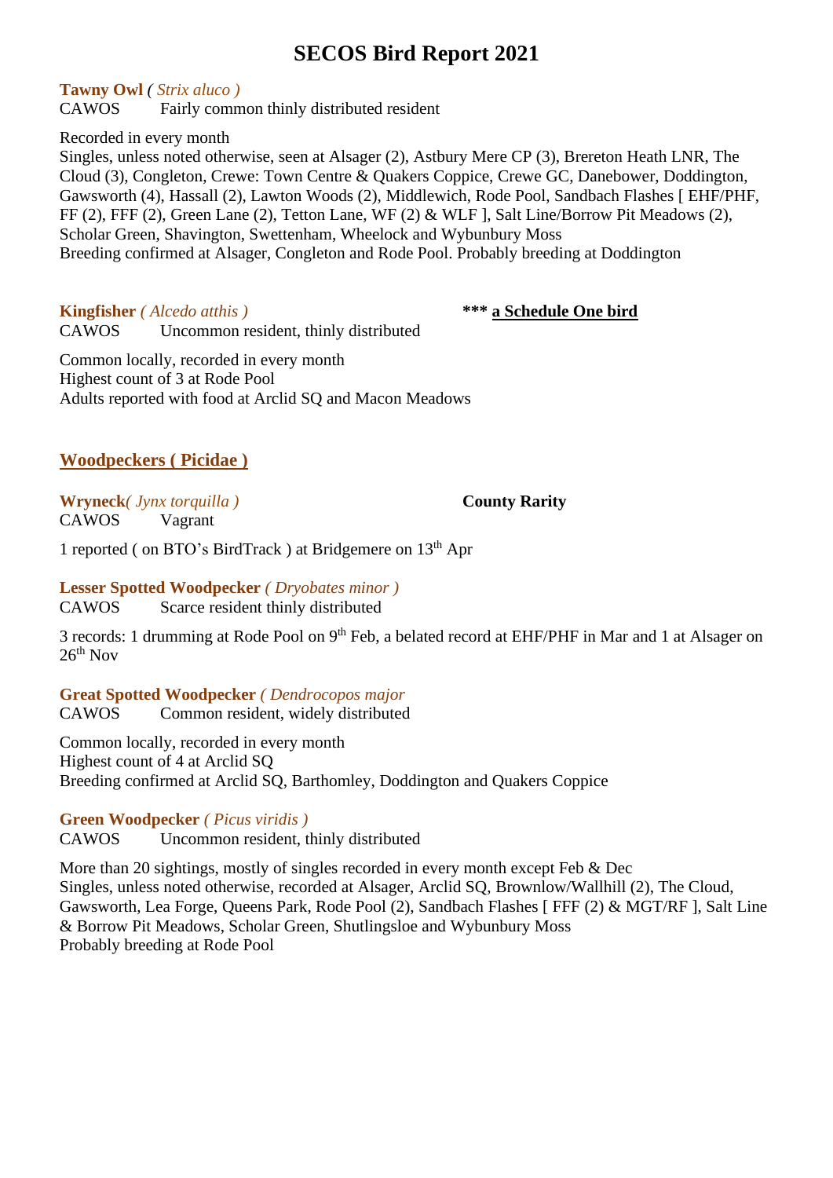# SECOS Bird Report 2021

**Tawny Owl** *( Strix aluco )*
CAWOS Fairly common thinly distributed resident

Recorded in every month
Singles, unless noted otherwise, seen at Alsager (2), Astbury Mere CP (3), Brereton Heath LNR, The Cloud (3), Congleton, Crewe: Town Centre & Quakers Coppice, Crewe GC, Danebower, Doddington, Gawsworth (4), Hassall (2), Lawton Woods (2), Middlewich, Rode Pool, Sandbach Flashes [ EHF/PHF, FF (2), FFF (2), Green Lane (2), Tetton Lane, WF (2) & WLF ], Salt Line/Borrow Pit Meadows (2), Scholar Green, Shavington, Swettenham, Wheelock and Wybunbury Moss
Breeding confirmed at Alsager, Congleton and Rode Pool. Probably breeding at Doddington

**Kingfisher** *( Alcedo atthis )* **\*\*\* <u>a Schedule One bird</u>**
CAWOS Uncommon resident, thinly distributed

Common locally, recorded in every month
Highest count of 3 at Rode Pool
Adults reported with food at Arclid SQ and Macon Meadows

## <u>Woodpeckers ( Picidae )</u>

**Wryneck***( Jynx torquilla )* **County Rarity**
CAWOS Vagrant

1 reported ( on BTO's BirdTrack ) at Bridgemere on 13th Apr

**Lesser Spotted Woodpecker** *( Dryobates minor )*
CAWOS Scarce resident thinly distributed

3 records: 1 drumming at Rode Pool on 9th Feb, a belated record at EHF/PHF in Mar and 1 at Alsager on 26th Nov

**Great Spotted Woodpecker** *( Dendrocopos major*
CAWOS Common resident, widely distributed

Common locally, recorded in every month
Highest count of 4 at Arclid SQ
Breeding confirmed at Arclid SQ, Barthomley, Doddington and Quakers Coppice

**Green Woodpecker** *( Picus viridis )*
CAWOS Uncommon resident, thinly distributed

More than 20 sightings, mostly of singles recorded in every month except Feb & Dec
Singles, unless noted otherwise, recorded at Alsager, Arclid SQ, Brownlow/Wallhill (2), The Cloud, Gawsworth, Lea Forge, Queens Park, Rode Pool (2), Sandbach Flashes [ FFF (2) & MGT/RF ], Salt Line & Borrow Pit Meadows, Scholar Green, Shutlingsloe and Wybunbury Moss
Probably breeding at Rode Pool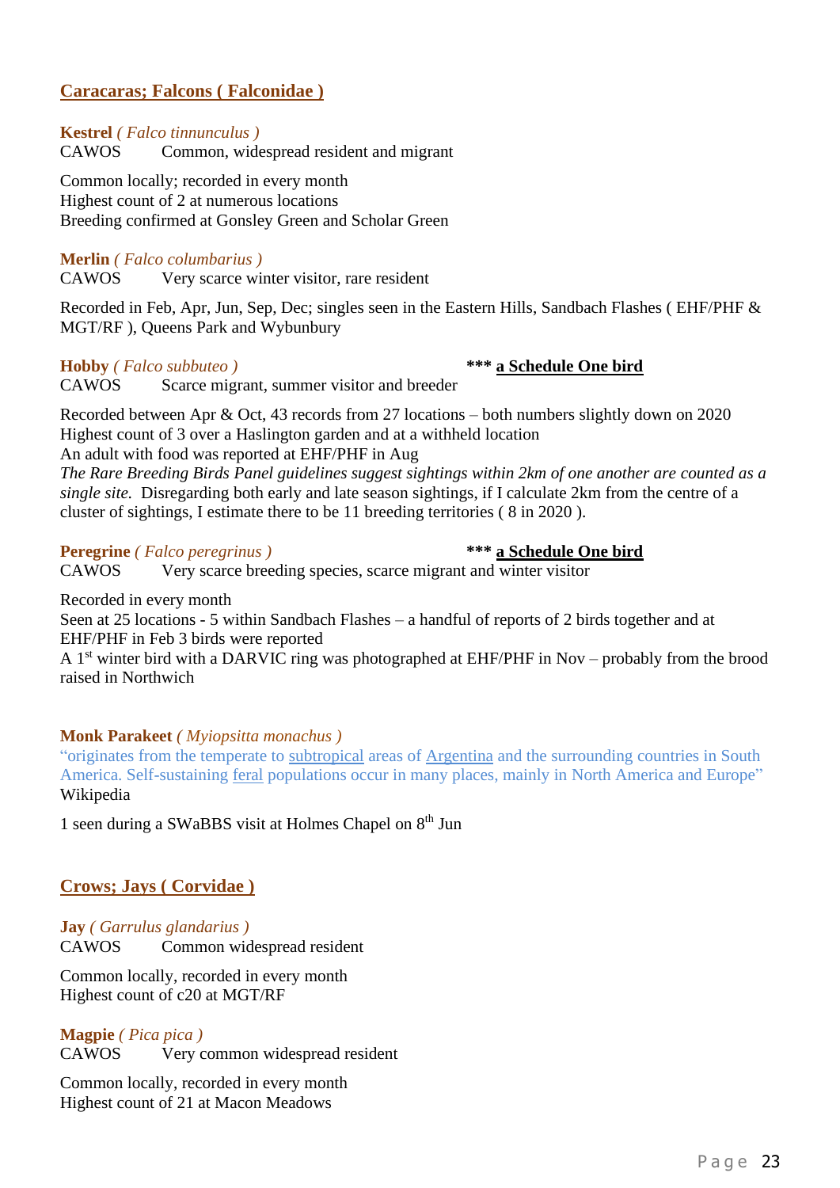## Caracaras; Falcons ( Falconidae )

**Kestrel** *( Falco tinnunculus )*
CAWOS Common, widespread resident and migrant

Common locally; recorded in every month
Highest count of 2 at numerous locations
Breeding confirmed at Gonsley Green and Scholar Green

**Merlin** *( Falco columbarius )*
CAWOS Very scarce winter visitor, rare resident

Recorded in Feb, Apr, Jun, Sep, Dec; singles seen in the Eastern Hills, Sandbach Flashes ( EHF/PHF & MGT/RF ), Queens Park and Wybunbury

**Hobby** *( Falco subbuteo )* *** **a Schedule One bird**
CAWOS Scarce migrant, summer visitor and breeder

Recorded between Apr & Oct, 43 records from 27 locations – both numbers slightly down on 2020
Highest count of 3 over a Haslington garden and at a withheld location
An adult with food was reported at EHF/PHF in Aug
*The Rare Breeding Birds Panel guidelines suggest sightings within 2km of one another are counted as a single site.* Disregarding both early and late season sightings, if I calculate 2km from the centre of a cluster of sightings, I estimate there to be 11 breeding territories ( 8 in 2020 ).

**Peregrine** *( Falco peregrinus )* *** **a Schedule One bird**
CAWOS Very scarce breeding species, scarce migrant and winter visitor

Recorded in every month
Seen at 25 locations - 5 within Sandbach Flashes – a handful of reports of 2 birds together and at EHF/PHF in Feb 3 birds were reported
A 1st winter bird with a DARVIC ring was photographed at EHF/PHF in Nov – probably from the brood raised in Northwich

**Monk Parakeet** *( Myiopsitta monachus )*
"originates from the temperate to subtropical areas of Argentina and the surrounding countries in South America. Self-sustaining feral populations occur in many places, mainly in North America and Europe"
Wikipedia

1 seen during a SWaBBS visit at Holmes Chapel on 8th Jun

## Crows; Jays ( Corvidae )

**Jay** *( Garrulus glandarius )*
CAWOS Common widespread resident

Common locally, recorded in every month
Highest count of c20 at MGT/RF

**Magpie** *( Pica pica )*
CAWOS Very common widespread resident

Common locally, recorded in every month
Highest count of 21 at Macon Meadows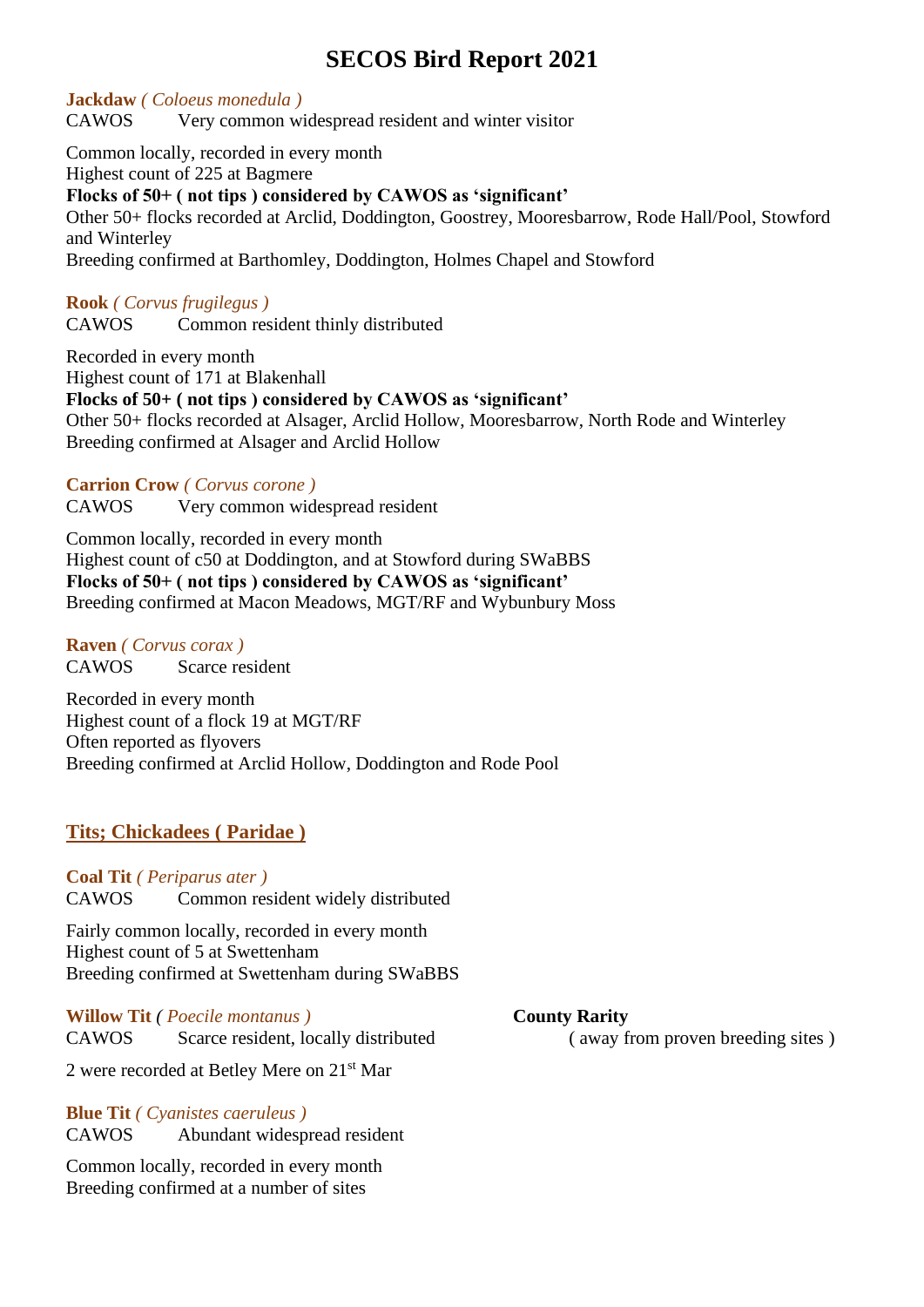# SECOS Bird Report 2021

**Jackdaw** *( Coloeus monedula )*
CAWOS Very common widespread resident and winter visitor

Common locally, recorded in every month
Highest count of 225 at Bagmere
**Flocks of 50+ ( not tips ) considered by CAWOS as 'significant'**
Other 50+ flocks recorded at Arclid, Doddington, Goostrey, Mooresbarrow, Rode Hall/Pool, Stowford and Winterley
Breeding confirmed at Barthomley, Doddington, Holmes Chapel and Stowford

**Rook** *( Corvus frugilegus )*
CAWOS Common resident thinly distributed

Recorded in every month
Highest count of 171 at Blakenhall
**Flocks of 50+ ( not tips ) considered by CAWOS as 'significant'**
Other 50+ flocks recorded at Alsager, Arclid Hollow, Mooresbarrow, North Rode and Winterley
Breeding confirmed at Alsager and Arclid Hollow

**Carrion Crow** *( Corvus corone )*
CAWOS Very common widespread resident

Common locally, recorded in every month
Highest count of c50 at Doddington, and at Stowford during SWaBBS
**Flocks of 50+ ( not tips ) considered by CAWOS as 'significant'**
Breeding confirmed at Macon Meadows, MGT/RF and Wybunbury Moss

**Raven** *( Corvus corax )*
CAWOS Scarce resident

Recorded in every month
Highest count of a flock 19 at MGT/RF
Often reported as flyovers
Breeding confirmed at Arclid Hollow, Doddington and Rode Pool

## Tits; Chickadees ( Paridae )

**Coal Tit** *( Periparus ater )*
CAWOS Common resident widely distributed

Fairly common locally, recorded in every month
Highest count of 5 at Swettenham
Breeding confirmed at Swettenham during SWaBBS

**Willow Tit** *( Poecile montanus )* **County Rarity**
CAWOS Scarce resident, locally distributed ( away from proven breeding sites )

2 were recorded at Betley Mere on 21st Mar

**Blue Tit** *( Cyanistes caeruleus )*
CAWOS Abundant widespread resident

Common locally, recorded in every month
Breeding confirmed at a number of sites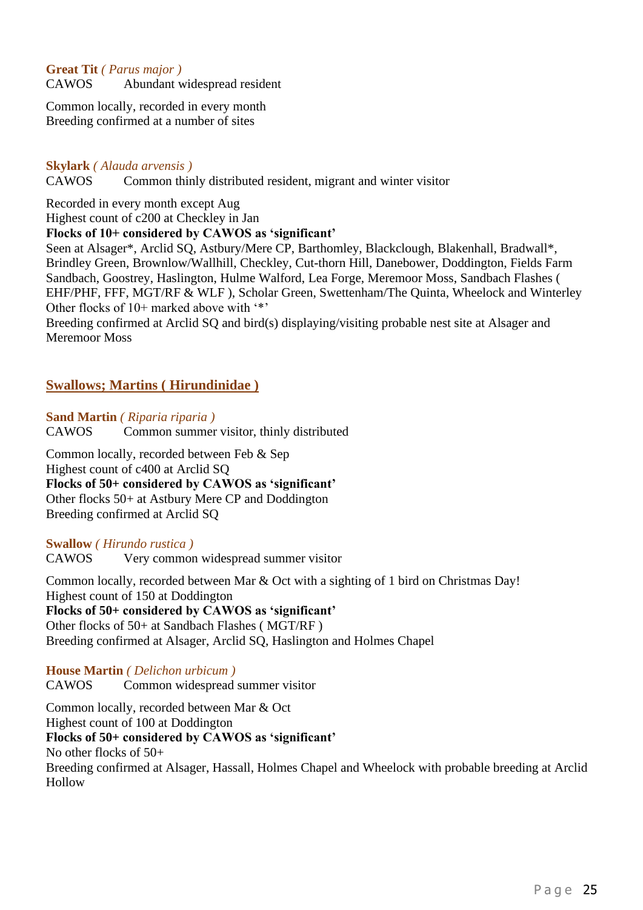**Great Tit** *( Parus major )*
CAWOS Abundant widespread resident

Common locally, recorded in every month
Breeding confirmed at a number of sites

**Skylark** *( Alauda arvensis )*
CAWOS Common thinly distributed resident, migrant and winter visitor

Recorded in every month except Aug
Highest count of c200 at Checkley in Jan
**Flocks of 10+ considered by CAWOS as 'significant'**
Seen at Alsager*, Arclid SQ, Astbury/Mere CP, Barthomley, Blackclough, Blakenhall, Bradwall*, Brindley Green, Brownlow/Wallhill, Checkley, Cut-thorn Hill, Danebower, Doddington, Fields Farm Sandbach, Goostrey, Haslington, Hulme Walford, Lea Forge, Meremoor Moss, Sandbach Flashes ( EHF/PHF, FFF, MGT/RF & WLF ), Scholar Green, Swettenham/The Quinta, Wheelock and Winterley
Other flocks of 10+ marked above with '*'
Breeding confirmed at Arclid SQ and bird(s) displaying/visiting probable nest site at Alsager and Meremoor Moss

## Swallows; Martins ( Hirundinidae )

**Sand Martin** *( Riparia riparia )*
CAWOS Common summer visitor, thinly distributed

Common locally, recorded between Feb & Sep
Highest count of c400 at Arclid SQ
**Flocks of 50+ considered by CAWOS as 'significant'**
Other flocks 50+ at Astbury Mere CP and Doddington
Breeding confirmed at Arclid SQ

**Swallow** *( Hirundo rustica )*
CAWOS Very common widespread summer visitor

Common locally, recorded between Mar & Oct with a sighting of 1 bird on Christmas Day!
Highest count of 150 at Doddington
**Flocks of 50+ considered by CAWOS as 'significant'**
Other flocks of 50+ at Sandbach Flashes ( MGT/RF )
Breeding confirmed at Alsager, Arclid SQ, Haslington and Holmes Chapel

**House Martin** *( Delichon urbicum )*
CAWOS Common widespread summer visitor

Common locally, recorded between Mar & Oct
Highest count of 100 at Doddington
**Flocks of 50+ considered by CAWOS as 'significant'**
No other flocks of 50+
Breeding confirmed at Alsager, Hassall, Holmes Chapel and Wheelock with probable breeding at Arclid Hollow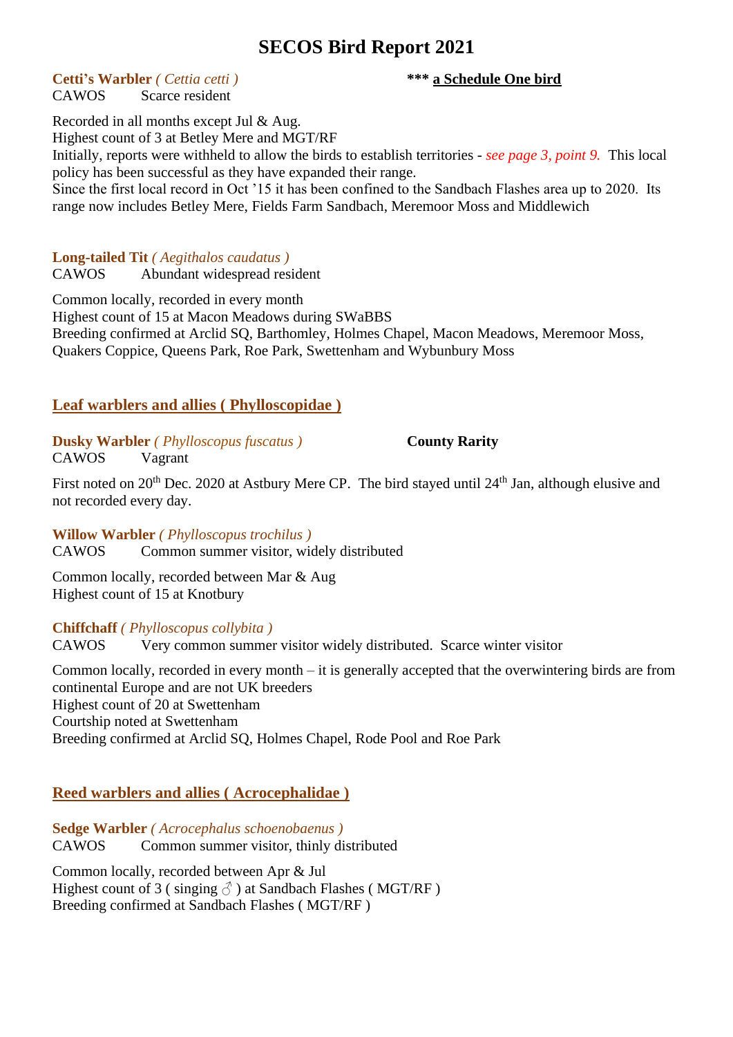# SECOS Bird Report 2021

**Cetti's Warbler** *( Cettia cetti )* **\*\*\* a Schedule One bird**

CAWOS Scarce resident

Recorded in all months except Jul & Aug.
Highest count of 3 at Betley Mere and MGT/RF
Initially, reports were withheld to allow the birds to establish territories - *see page 3, point 9.* This local policy has been successful as they have expanded their range.
Since the first local record in Oct '15 it has been confined to the Sandbach Flashes area up to 2020. Its range now includes Betley Mere, Fields Farm Sandbach, Meremoor Moss and Middlewich

**Long-tailed Tit** *( Aegithalos caudatus )*

CAWOS Abundant widespread resident

Common locally, recorded in every month
Highest count of 15 at Macon Meadows during SWaBBS
Breeding confirmed at Arclid SQ, Barthomley, Holmes Chapel, Macon Meadows, Meremoor Moss, Quakers Coppice, Queens Park, Roe Park, Swettenham and Wybunbury Moss

## Leaf warblers and allies ( Phylloscopidae )

**Dusky Warbler** *( Phylloscopus fuscatus )* **County Rarity**

CAWOS Vagrant

First noted on 20th Dec. 2020 at Astbury Mere CP. The bird stayed until 24th Jan, although elusive and not recorded every day.

**Willow Warbler** *( Phylloscopus trochilus )*

CAWOS Common summer visitor, widely distributed

Common locally, recorded between Mar & Aug
Highest count of 15 at Knotbury

**Chiffchaff** *( Phylloscopus collybita )*

CAWOS Very common summer visitor widely distributed. Scarce winter visitor

Common locally, recorded in every month – it is generally accepted that the overwintering birds are from continental Europe and are not UK breeders
Highest count of 20 at Swettenham
Courtship noted at Swettenham
Breeding confirmed at Arclid SQ, Holmes Chapel, Rode Pool and Roe Park

## Reed warblers and allies ( Acrocephalidae )

**Sedge Warbler** *( Acrocephalus schoenobaenus )*

CAWOS Common summer visitor, thinly distributed

Common locally, recorded between Apr & Jul
Highest count of 3 ( singing ♂ ) at Sandbach Flashes ( MGT/RF )
Breeding confirmed at Sandbach Flashes ( MGT/RF )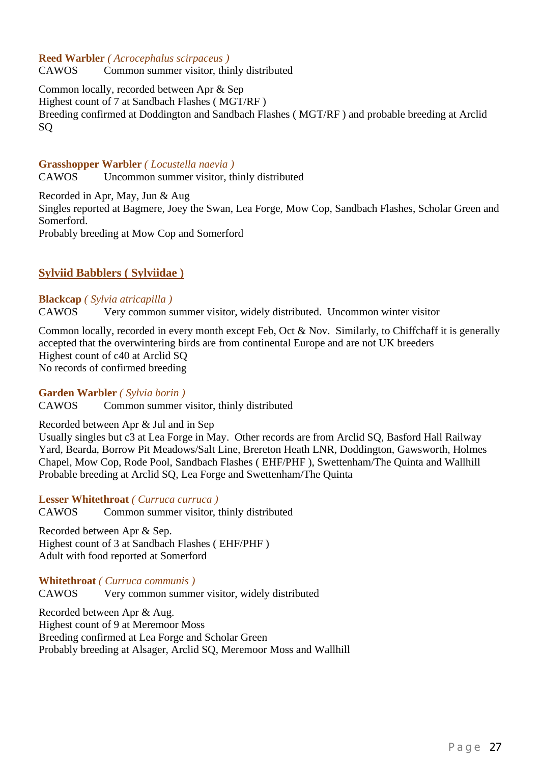**Reed Warbler** *( Acrocephalus scirpaceus )*
CAWOS Common summer visitor, thinly distributed

Common locally, recorded between Apr & Sep
Highest count of 7 at Sandbach Flashes ( MGT/RF )
Breeding confirmed at Doddington and Sandbach Flashes ( MGT/RF ) and probable breeding at Arclid SQ

**Grasshopper Warbler** *( Locustella naevia )*
CAWOS Uncommon summer visitor, thinly distributed

Recorded in Apr, May, Jun & Aug
Singles reported at Bagmere, Joey the Swan, Lea Forge, Mow Cop, Sandbach Flashes, Scholar Green and Somerford.
Probably breeding at Mow Cop and Somerford

## Sylviid Babblers ( Sylviidae )

**Blackcap** *( Sylvia atricapilla )*
CAWOS Very common summer visitor, widely distributed. Uncommon winter visitor

Common locally, recorded in every month except Feb, Oct & Nov. Similarly, to Chiffchaff it is generally accepted that the overwintering birds are from continental Europe and are not UK breeders
Highest count of c40 at Arclid SQ
No records of confirmed breeding

**Garden Warbler** *( Sylvia borin )*
CAWOS Common summer visitor, thinly distributed

Recorded between Apr & Jul and in Sep
Usually singles but c3 at Lea Forge in May. Other records are from Arclid SQ, Basford Hall Railway Yard, Bearda, Borrow Pit Meadows/Salt Line, Brereton Heath LNR, Doddington, Gawsworth, Holmes Chapel, Mow Cop, Rode Pool, Sandbach Flashes ( EHF/PHF ), Swettenham/The Quinta and Wallhill
Probable breeding at Arclid SQ, Lea Forge and Swettenham/The Quinta

**Lesser Whitethroat** *( Curruca curruca )*
CAWOS Common summer visitor, thinly distributed

Recorded between Apr & Sep.
Highest count of 3 at Sandbach Flashes ( EHF/PHF )
Adult with food reported at Somerford

**Whitethroat** *( Curruca communis )*
CAWOS Very common summer visitor, widely distributed

Recorded between Apr & Aug.
Highest count of 9 at Meremoor Moss
Breeding confirmed at Lea Forge and Scholar Green
Probably breeding at Alsager, Arclid SQ, Meremoor Moss and Wallhill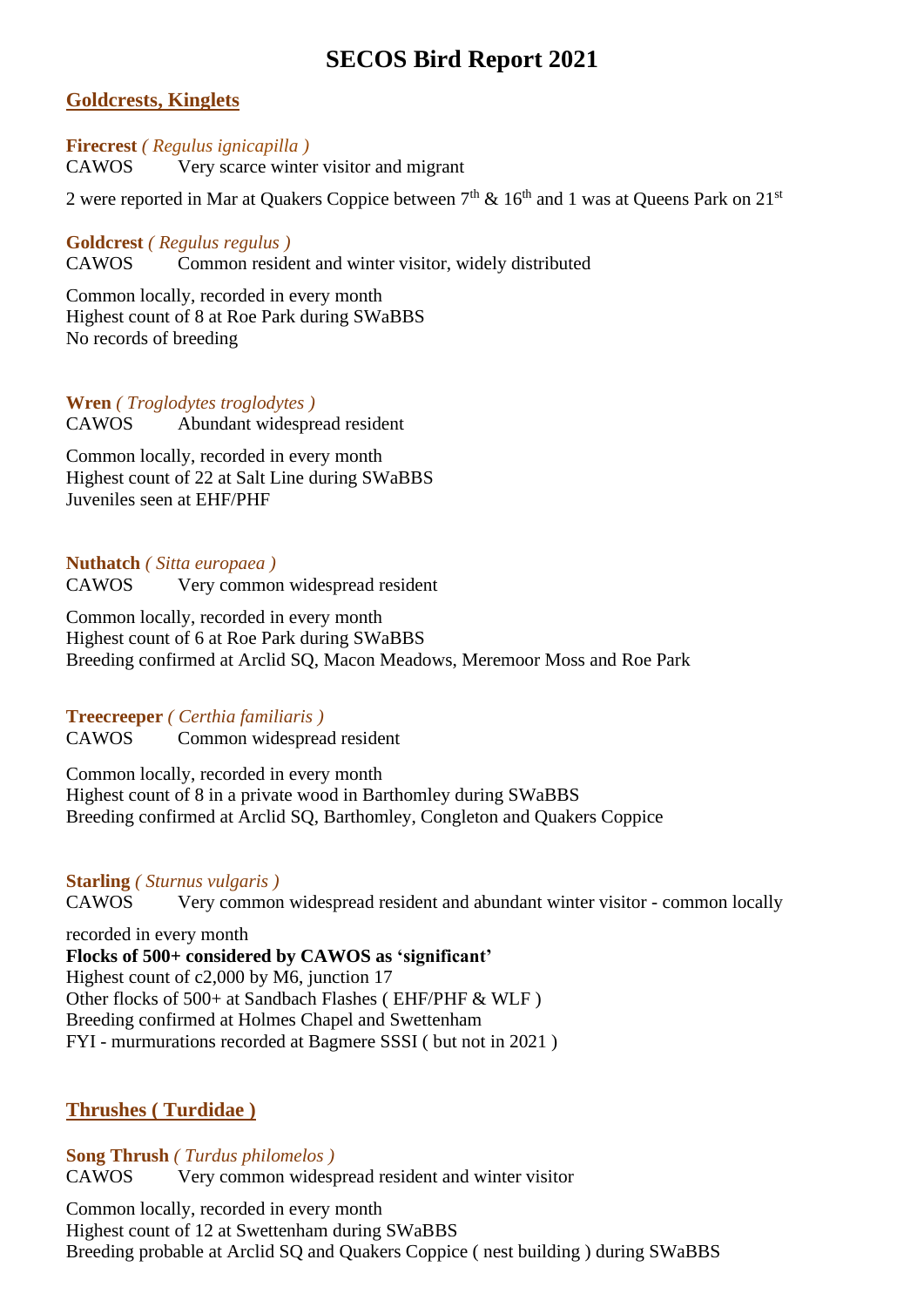# SECOS Bird Report 2021

## Goldcrests, Kinglets

**Firecrest** *( Regulus ignicapilla )*
CAWOS Very scarce winter visitor and migrant

2 were reported in Mar at Quakers Coppice between 7th & 16th and 1 was at Queens Park on 21st

**Goldcrest** *( Regulus regulus )*
CAWOS Common resident and winter visitor, widely distributed

Common locally, recorded in every month
Highest count of 8 at Roe Park during SWaBBS
No records of breeding

**Wren** *( Troglodytes troglodytes )*
CAWOS Abundant widespread resident

Common locally, recorded in every month
Highest count of 22 at Salt Line during SWaBBS
Juveniles seen at EHF/PHF

**Nuthatch** *( Sitta europaea )*
CAWOS Very common widespread resident

Common locally, recorded in every month
Highest count of 6 at Roe Park during SWaBBS
Breeding confirmed at Arclid SQ, Macon Meadows, Meremoor Moss and Roe Park

**Treecreeper** *( Certhia familiaris )*
CAWOS Common widespread resident

Common locally, recorded in every month
Highest count of 8 in a private wood in Barthomley during SWaBBS
Breeding confirmed at Arclid SQ, Barthomley, Congleton and Quakers Coppice

**Starling** *( Sturnus vulgaris )*
CAWOS Very common widespread resident and abundant winter visitor - common locally

recorded in every month
**Flocks of 500+ considered by CAWOS as 'significant'**
Highest count of c2,000 by M6, junction 17
Other flocks of 500+ at Sandbach Flashes ( EHF/PHF & WLF )
Breeding confirmed at Holmes Chapel and Swettenham
FYI - murmurations recorded at Bagmere SSSI ( but not in 2021 )

## Thrushes ( Turdidae )

**Song Thrush** *( Turdus philomelos )*
CAWOS Very common widespread resident and winter visitor

Common locally, recorded in every month
Highest count of 12 at Swettenham during SWaBBS
Breeding probable at Arclid SQ and Quakers Coppice ( nest building ) during SWaBBS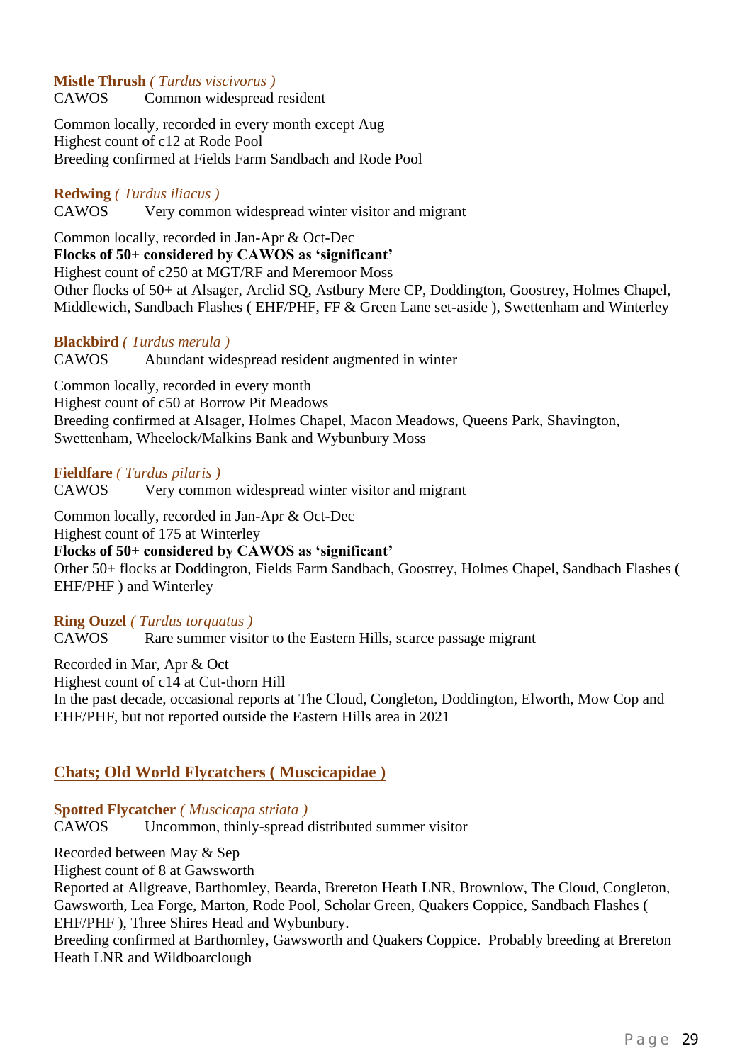**Mistle Thrush** *( Turdus viscivorus )*
CAWOS Common widespread resident

Common locally, recorded in every month except Aug
Highest count of c12 at Rode Pool
Breeding confirmed at Fields Farm Sandbach and Rode Pool

**Redwing** *( Turdus iliacus )*
CAWOS Very common widespread winter visitor and migrant

Common locally, recorded in Jan-Apr & Oct-Dec
**Flocks of 50+ considered by CAWOS as 'significant'**
Highest count of c250 at MGT/RF and Meremoor Moss
Other flocks of 50+ at Alsager, Arclid SQ, Astbury Mere CP, Doddington, Goostrey, Holmes Chapel, Middlewich, Sandbach Flashes ( EHF/PHF, FF & Green Lane set-aside ), Swettenham and Winterley

**Blackbird** *( Turdus merula )*
CAWOS Abundant widespread resident augmented in winter

Common locally, recorded in every month
Highest count of c50 at Borrow Pit Meadows
Breeding confirmed at Alsager, Holmes Chapel, Macon Meadows, Queens Park, Shavington, Swettenham, Wheelock/Malkins Bank and Wybunbury Moss

**Fieldfare** *( Turdus pilaris )*
CAWOS Very common widespread winter visitor and migrant

Common locally, recorded in Jan-Apr & Oct-Dec
Highest count of 175 at Winterley
**Flocks of 50+ considered by CAWOS as 'significant'**
Other 50+ flocks at Doddington, Fields Farm Sandbach, Goostrey, Holmes Chapel, Sandbach Flashes ( EHF/PHF ) and Winterley

**Ring Ouzel** *( Turdus torquatus )*
CAWOS Rare summer visitor to the Eastern Hills, scarce passage migrant

Recorded in Mar, Apr & Oct
Highest count of c14 at Cut-thorn Hill
In the past decade, occasional reports at The Cloud, Congleton, Doddington, Elworth, Mow Cop and EHF/PHF, but not reported outside the Eastern Hills area in 2021

## Chats; Old World Flycatchers ( Muscicapidae )

**Spotted Flycatcher** *( Muscicapa striata )*
CAWOS Uncommon, thinly-spread distributed summer visitor

Recorded between May & Sep
Highest count of 8 at Gawsworth
Reported at Allgreave, Barthomley, Bearda, Brereton Heath LNR, Brownlow, The Cloud, Congleton, Gawsworth, Lea Forge, Marton, Rode Pool, Scholar Green, Quakers Coppice, Sandbach Flashes ( EHF/PHF ), Three Shires Head and Wybunbury.
Breeding confirmed at Barthomley, Gawsworth and Quakers Coppice. Probably breeding at Brereton Heath LNR and Wildboarclough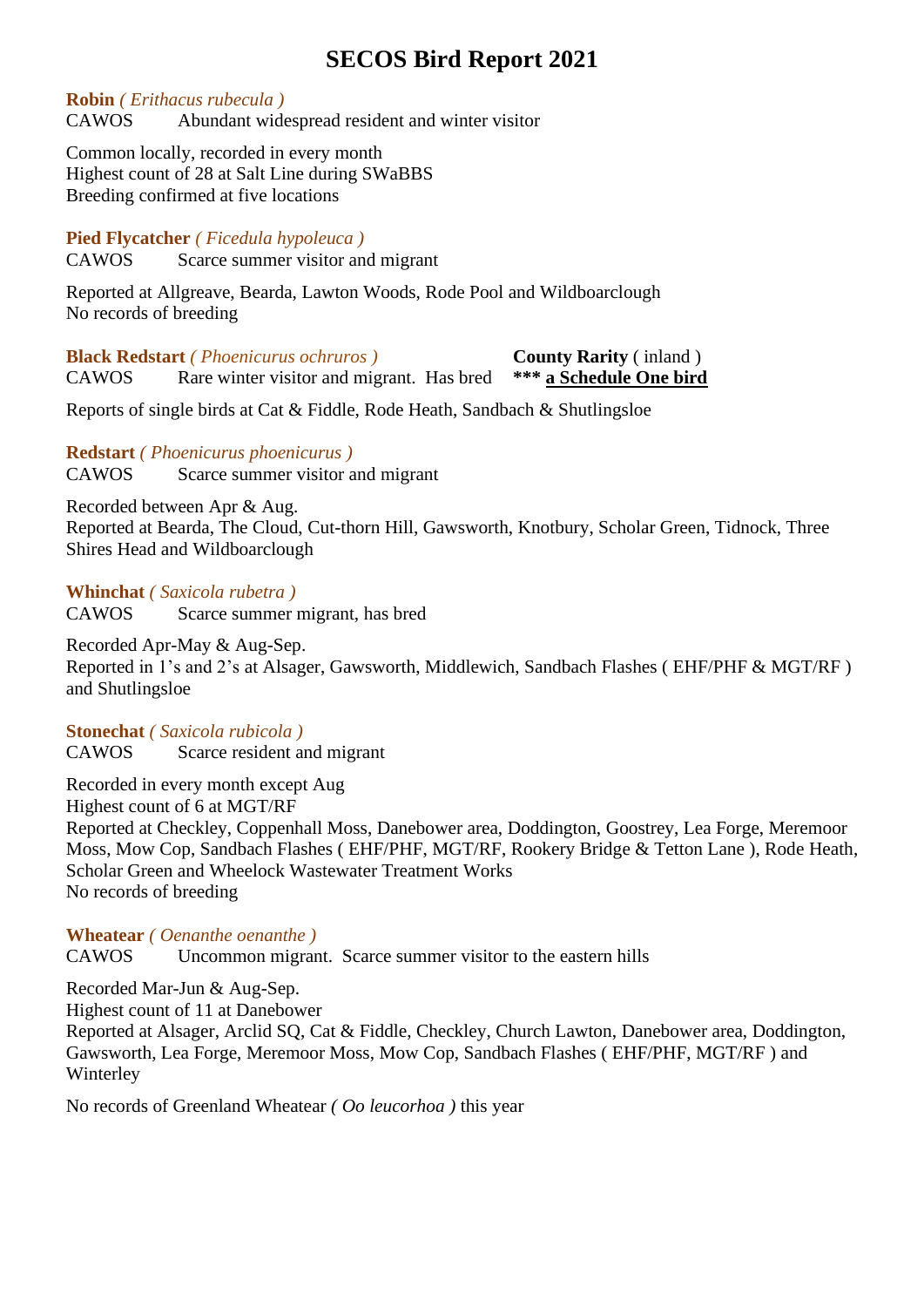# SECOS Bird Report 2021

**Robin** *( Erithacus rubecula )*
CAWOS  Abundant widespread resident and winter visitor

Common locally, recorded in every month
Highest count of 28 at Salt Line during SWaBBS
Breeding confirmed at five locations

**Pied Flycatcher** *( Ficedula hypoleuca )*
CAWOS  Scarce summer visitor and migrant

Reported at Allgreave, Bearda, Lawton Woods, Rode Pool and Wildboarclough
No records of breeding

**Black Redstart** *( Phoenicurus ochruros )*  **County Rarity** ( inland )
CAWOS  Rare winter visitor and migrant. Has bred  **\*\*\* <u>a Schedule One bird</u>**

Reports of single birds at Cat & Fiddle, Rode Heath, Sandbach & Shutlingsloe

**Redstart** *( Phoenicurus phoenicurus )*
CAWOS  Scarce summer visitor and migrant

Recorded between Apr & Aug.
Reported at Bearda, The Cloud, Cut-thorn Hill, Gawsworth, Knotbury, Scholar Green, Tidnock, Three Shires Head and Wildboarclough

**Whinchat** *( Saxicola rubetra )*
CAWOS  Scarce summer migrant, has bred

Recorded Apr-May & Aug-Sep.
Reported in 1's and 2's at Alsager, Gawsworth, Middlewich, Sandbach Flashes ( EHF/PHF & MGT/RF ) and Shutlingsloe

**Stonechat** *( Saxicola rubicola )*
CAWOS  Scarce resident and migrant

Recorded in every month except Aug
Highest count of 6 at MGT/RF
Reported at Checkley, Coppenhall Moss, Danebower area, Doddington, Goostrey, Lea Forge, Meremoor Moss, Mow Cop, Sandbach Flashes ( EHF/PHF, MGT/RF, Rookery Bridge & Tetton Lane ), Rode Heath, Scholar Green and Wheelock Wastewater Treatment Works
No records of breeding

**Wheatear** *( Oenanthe oenanthe )*
CAWOS  Uncommon migrant. Scarce summer visitor to the eastern hills

Recorded Mar-Jun & Aug-Sep.
Highest count of 11 at Danebower
Reported at Alsager, Arclid SQ, Cat & Fiddle, Checkley, Church Lawton, Danebower area, Doddington, Gawsworth, Lea Forge, Meremoor Moss, Mow Cop, Sandbach Flashes ( EHF/PHF, MGT/RF ) and Winterley

No records of Greenland Wheatear *( Oo leucorhoa )* this year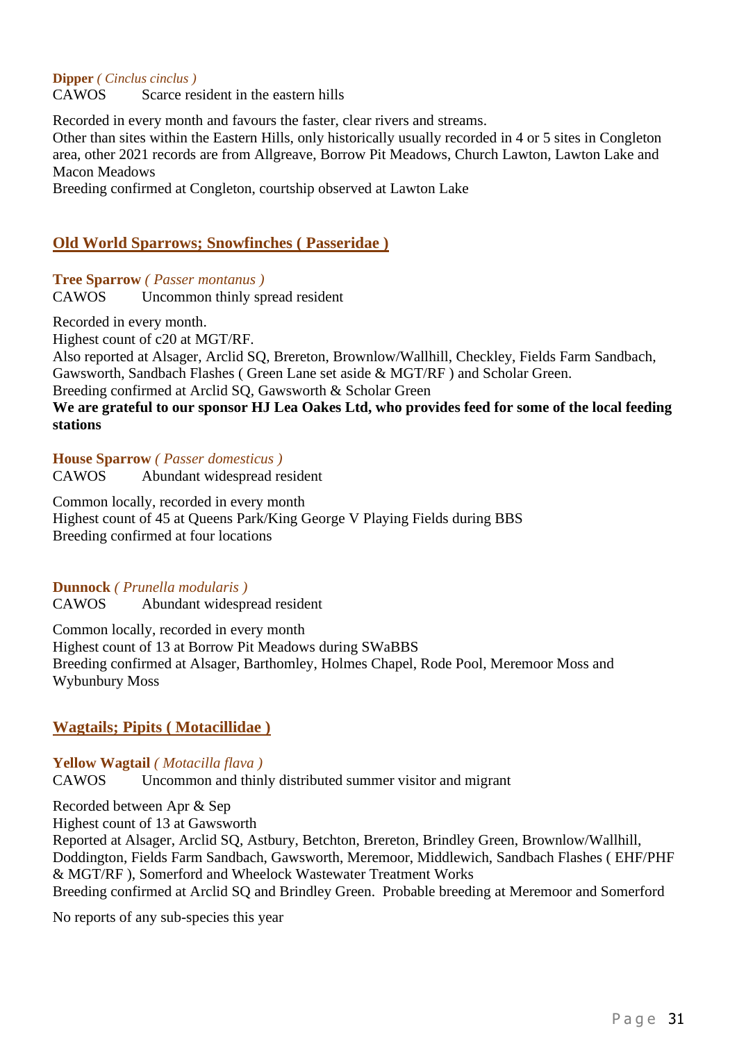**Dipper** *( Cinclus cinclus )*
CAWOS Scarce resident in the eastern hills

Recorded in every month and favours the faster, clear rivers and streams.
Other than sites within the Eastern Hills, only historically usually recorded in 4 or 5 sites in Congleton area, other 2021 records are from Allgreave, Borrow Pit Meadows, Church Lawton, Lawton Lake and Macon Meadows
Breeding confirmed at Congleton, courtship observed at Lawton Lake

## Old World Sparrows; Snowfinches ( Passeridae )

**Tree Sparrow** *( Passer montanus )*
CAWOS Uncommon thinly spread resident

Recorded in every month.
Highest count of c20 at MGT/RF.
Also reported at Alsager, Arclid SQ, Brereton, Brownlow/Wallhill, Checkley, Fields Farm Sandbach, Gawsworth, Sandbach Flashes ( Green Lane set aside & MGT/RF ) and Scholar Green.
Breeding confirmed at Arclid SQ, Gawsworth & Scholar Green
**We are grateful to our sponsor HJ Lea Oakes Ltd, who provides feed for some of the local feeding stations**

**House Sparrow** *( Passer domesticus )*
CAWOS Abundant widespread resident

Common locally, recorded in every month
Highest count of 45 at Queens Park/King George V Playing Fields during BBS
Breeding confirmed at four locations

**Dunnock** *( Prunella modularis )*
CAWOS Abundant widespread resident

Common locally, recorded in every month
Highest count of 13 at Borrow Pit Meadows during SWaBBS
Breeding confirmed at Alsager, Barthomley, Holmes Chapel, Rode Pool, Meremoor Moss and Wybunbury Moss

## Wagtails; Pipits ( Motacillidae )

**Yellow Wagtail** *( Motacilla flava )*
CAWOS Uncommon and thinly distributed summer visitor and migrant

Recorded between Apr & Sep
Highest count of 13 at Gawsworth
Reported at Alsager, Arclid SQ, Astbury, Betchton, Brereton, Brindley Green, Brownlow/Wallhill, Doddington, Fields Farm Sandbach, Gawsworth, Meremoor, Middlewich, Sandbach Flashes ( EHF/PHF & MGT/RF ), Somerford and Wheelock Wastewater Treatment Works
Breeding confirmed at Arclid SQ and Brindley Green. Probable breeding at Meremoor and Somerford

No reports of any sub-species this year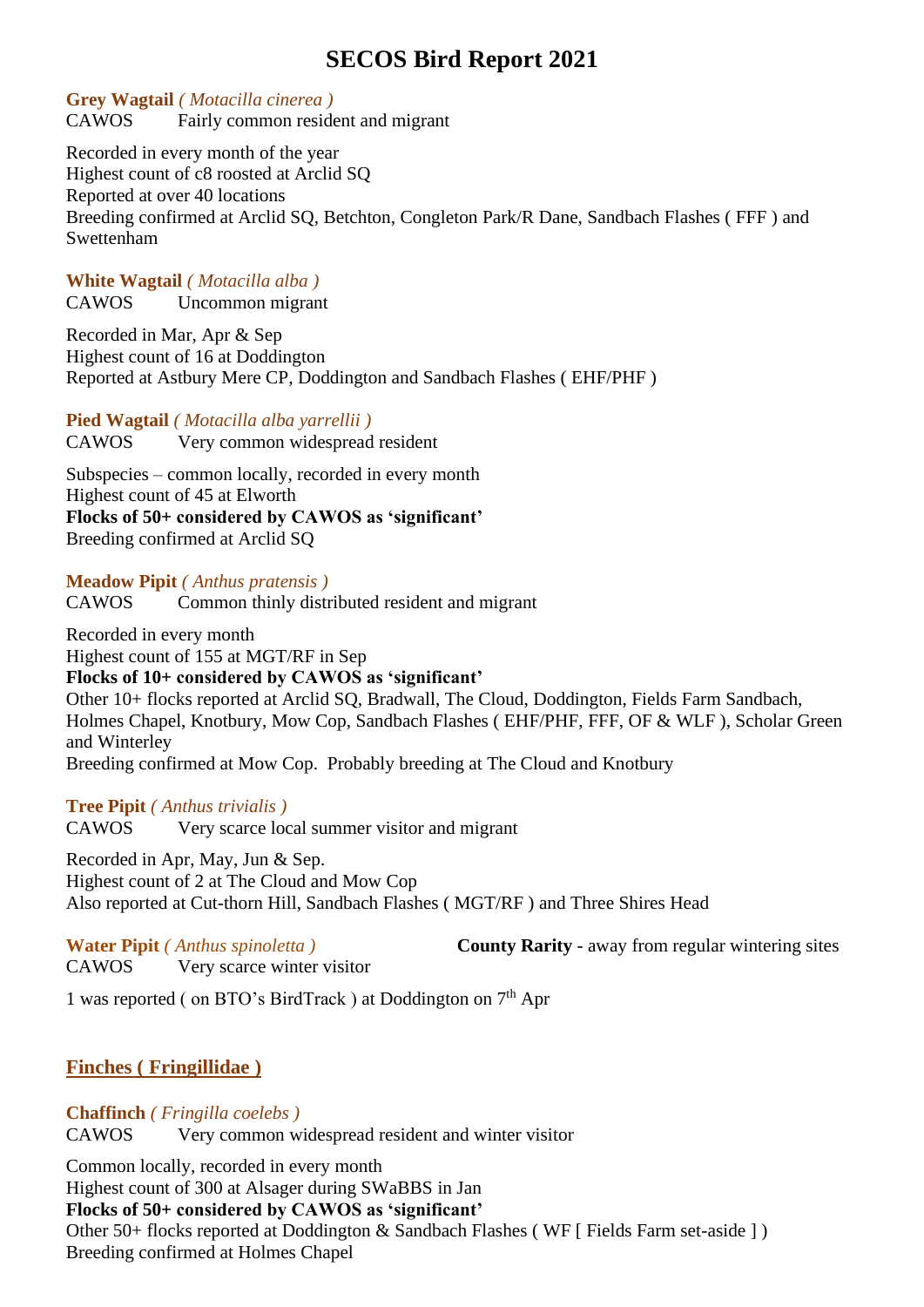# SECOS Bird Report 2021

**Grey Wagtail** *( Motacilla cinerea )*
CAWOS Fairly common resident and migrant

Recorded in every month of the year
Highest count of c8 roosted at Arclid SQ
Reported at over 40 locations
Breeding confirmed at Arclid SQ, Betchton, Congleton Park/R Dane, Sandbach Flashes ( FFF ) and Swettenham

**White Wagtail** *( Motacilla alba )*
CAWOS Uncommon migrant

Recorded in Mar, Apr & Sep
Highest count of 16 at Doddington
Reported at Astbury Mere CP, Doddington and Sandbach Flashes ( EHF/PHF )

**Pied Wagtail** *( Motacilla alba yarrellii )*
CAWOS Very common widespread resident

Subspecies – common locally, recorded in every month
Highest count of 45 at Elworth
**Flocks of 50+ considered by CAWOS as 'significant'**
Breeding confirmed at Arclid SQ

**Meadow Pipit** *( Anthus pratensis )*
CAWOS Common thinly distributed resident and migrant

Recorded in every month
Highest count of 155 at MGT/RF in Sep
**Flocks of 10+ considered by CAWOS as 'significant'**
Other 10+ flocks reported at Arclid SQ, Bradwall, The Cloud, Doddington, Fields Farm Sandbach, Holmes Chapel, Knotbury, Mow Cop, Sandbach Flashes ( EHF/PHF, FFF, OF & WLF ), Scholar Green and Winterley
Breeding confirmed at Mow Cop. Probably breeding at The Cloud and Knotbury

**Tree Pipit** *( Anthus trivialis )*
CAWOS Very scarce local summer visitor and migrant

Recorded in Apr, May, Jun & Sep.
Highest count of 2 at The Cloud and Mow Cop
Also reported at Cut-thorn Hill, Sandbach Flashes ( MGT/RF ) and Three Shires Head

**Water Pipit** *( Anthus spinoletta )* **County Rarity** - away from regular wintering sites
CAWOS Very scarce winter visitor

1 was reported ( on BTO's BirdTrack ) at Doddington on 7th Apr

## Finches ( Fringillidae )

**Chaffinch** *( Fringilla coelebs )*
CAWOS Very common widespread resident and winter visitor

Common locally, recorded in every month
Highest count of 300 at Alsager during SWaBBS in Jan
**Flocks of 50+ considered by CAWOS as 'significant'**
Other 50+ flocks reported at Doddington & Sandbach Flashes ( WF [ Fields Farm set-aside ] )
Breeding confirmed at Holmes Chapel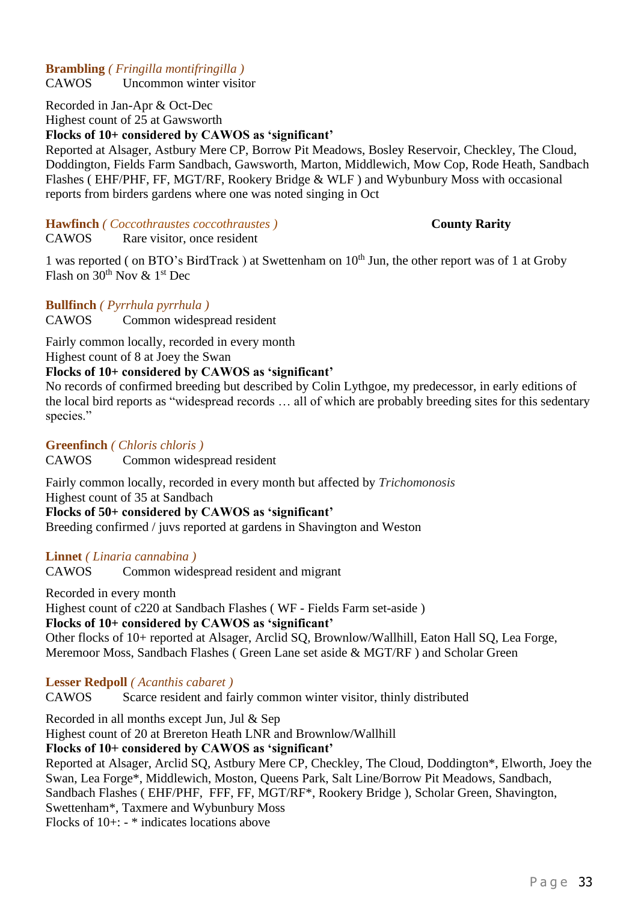**Brambling** *( Fringilla montifringilla )*
CAWOS Uncommon winter visitor

Recorded in Jan-Apr & Oct-Dec
Highest count of 25 at Gawsworth
**Flocks of 10+ considered by CAWOS as 'significant'**
Reported at Alsager, Astbury Mere CP, Borrow Pit Meadows, Bosley Reservoir, Checkley, The Cloud, Doddington, Fields Farm Sandbach, Gawsworth, Marton, Middlewich, Mow Cop, Rode Heath, Sandbach Flashes ( EHF/PHF, FF, MGT/RF, Rookery Bridge & WLF ) and Wybunbury Moss with occasional reports from birders gardens where one was noted singing in Oct

**Hawfinch** *( Coccothraustes coccothraustes )* **County Rarity**
CAWOS Rare visitor, once resident

1 was reported ( on BTO's BirdTrack ) at Swettenham on 10th Jun, the other report was of 1 at Groby Flash on 30th Nov & 1st Dec

**Bullfinch** *( Pyrrhula pyrrhula )*
CAWOS Common widespread resident

Fairly common locally, recorded in every month
Highest count of 8 at Joey the Swan
**Flocks of 10+ considered by CAWOS as 'significant'**
No records of confirmed breeding but described by Colin Lythgoe, my predecessor, in early editions of the local bird reports as "widespread records … all of which are probably breeding sites for this sedentary species."

**Greenfinch** *( Chloris chloris )*
CAWOS Common widespread resident

Fairly common locally, recorded in every month but affected by *Trichomonosis*
Highest count of 35 at Sandbach
**Flocks of 50+ considered by CAWOS as 'significant'**
Breeding confirmed / juvs reported at gardens in Shavington and Weston

**Linnet** *( Linaria cannabina )*
CAWOS Common widespread resident and migrant

Recorded in every month
Highest count of c220 at Sandbach Flashes ( WF - Fields Farm set-aside )
**Flocks of 10+ considered by CAWOS as 'significant'**
Other flocks of 10+ reported at Alsager, Arclid SQ, Brownlow/Wallhill, Eaton Hall SQ, Lea Forge, Meremoor Moss, Sandbach Flashes ( Green Lane set aside & MGT/RF ) and Scholar Green

**Lesser Redpoll** *( Acanthis cabaret )*
CAWOS Scarce resident and fairly common winter visitor, thinly distributed

Recorded in all months except Jun, Jul & Sep
Highest count of 20 at Brereton Heath LNR and Brownlow/Wallhill
**Flocks of 10+ considered by CAWOS as 'significant'**
Reported at Alsager, Arclid SQ, Astbury Mere CP, Checkley, The Cloud, Doddington*, Elworth, Joey the Swan, Lea Forge*, Middlewich, Moston, Queens Park, Salt Line/Borrow Pit Meadows, Sandbach, Sandbach Flashes ( EHF/PHF, FFF, FF, MGT/RF*, Rookery Bridge ), Scholar Green, Shavington, Swettenham*, Taxmere and Wybunbury Moss
Flocks of 10+: - * indicates locations above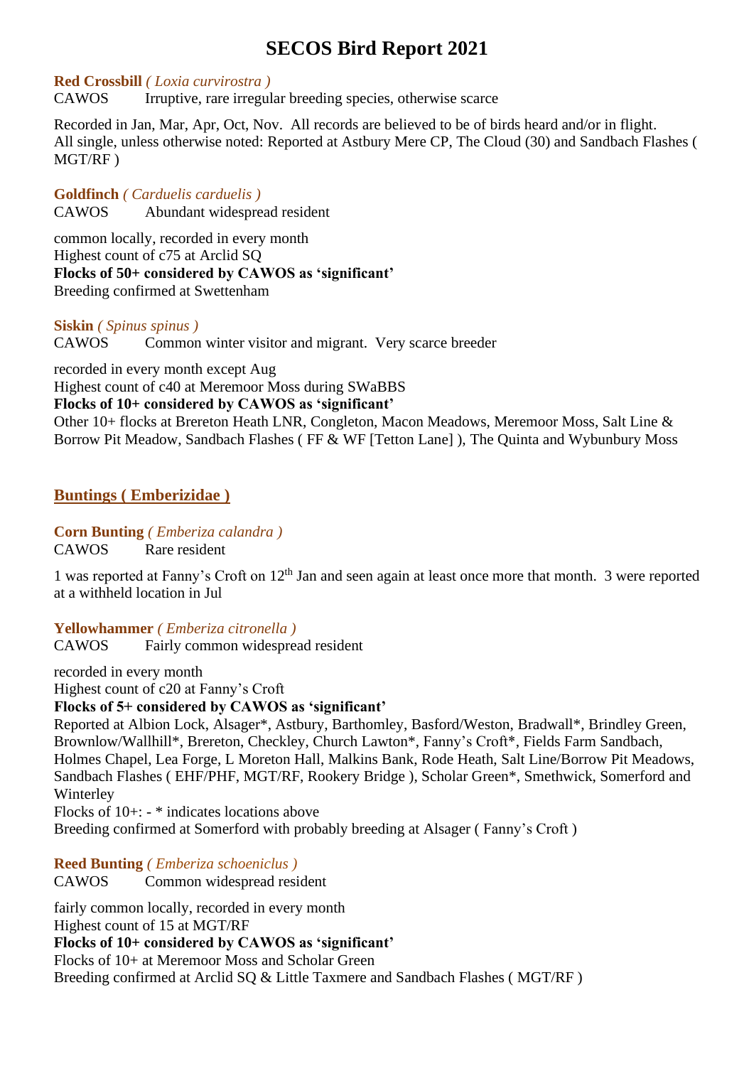# SECOS Bird Report 2021

**Red Crossbill** *( Loxia curvirostra )*
CAWOS Irruptive, rare irregular breeding species, otherwise scarce

Recorded in Jan, Mar, Apr, Oct, Nov. All records are believed to be of birds heard and/or in flight. All single, unless otherwise noted: Reported at Astbury Mere CP, The Cloud (30) and Sandbach Flashes ( MGT/RF )

**Goldfinch** *( Carduelis carduelis )*
CAWOS Abundant widespread resident

common locally, recorded in every month
Highest count of c75 at Arclid SQ
**Flocks of 50+ considered by CAWOS as 'significant'**
Breeding confirmed at Swettenham

**Siskin** *( Spinus spinus )*
CAWOS Common winter visitor and migrant. Very scarce breeder

recorded in every month except Aug
Highest count of c40 at Meremoor Moss during SWaBBS
**Flocks of 10+ considered by CAWOS as 'significant'**
Other 10+ flocks at Brereton Heath LNR, Congleton, Macon Meadows, Meremoor Moss, Salt Line & Borrow Pit Meadow, Sandbach Flashes ( FF & WF [Tetton Lane] ), The Quinta and Wybunbury Moss

## Buntings ( Emberizidae )

**Corn Bunting** *( Emberiza calandra )*
CAWOS Rare resident

1 was reported at Fanny's Croft on 12th Jan and seen again at least once more that month. 3 were reported at a withheld location in Jul

**Yellowhammer** *( Emberiza citronella )*
CAWOS Fairly common widespread resident

recorded in every month
Highest count of c20 at Fanny's Croft
**Flocks of 5+ considered by CAWOS as 'significant'**
Reported at Albion Lock, Alsager*, Astbury, Barthomley, Basford/Weston, Bradwall*, Brindley Green, Brownlow/Wallhill*, Brereton, Checkley, Church Lawton*, Fanny's Croft*, Fields Farm Sandbach, Holmes Chapel, Lea Forge, L Moreton Hall, Malkins Bank, Rode Heath, Salt Line/Borrow Pit Meadows, Sandbach Flashes ( EHF/PHF, MGT/RF, Rookery Bridge ), Scholar Green*, Smethwick, Somerford and Winterley
Flocks of 10+: - * indicates locations above
Breeding confirmed at Somerford with probably breeding at Alsager ( Fanny's Croft )

**Reed Bunting** *( Emberiza schoeniclus )*
CAWOS Common widespread resident

fairly common locally, recorded in every month
Highest count of 15 at MGT/RF
**Flocks of 10+ considered by CAWOS as 'significant'**
Flocks of 10+ at Meremoor Moss and Scholar Green
Breeding confirmed at Arclid SQ & Little Taxmere and Sandbach Flashes ( MGT/RF )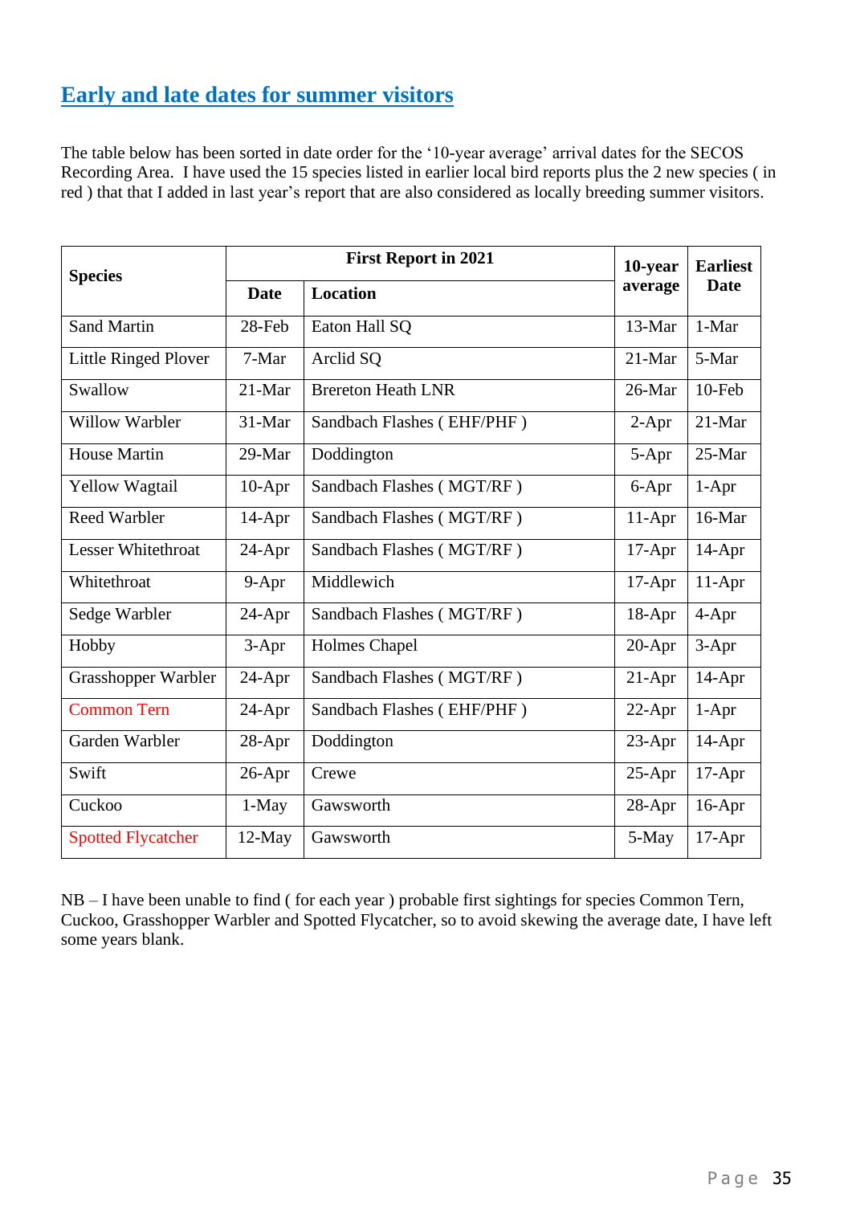## Early and late dates for summer visitors

The table below has been sorted in date order for the ‘10-year average’ arrival dates for the SECOS Recording Area. I have used the 15 species listed in earlier local bird reports plus the 2 new species ( in red ) that that I added in last year’s report that are also considered as locally breeding summer visitors.

| Species | First Report in 2021 | | 10-year average | Earliest Date |
|---|---|---|---|---|
| | Date | Location | | |
| Sand Martin | 28-Feb | Eaton Hall SQ | 13-Mar | 1-Mar |
| Little Ringed Plover | 7-Mar | Arclid SQ | 21-Mar | 5-Mar |
| Swallow | 21-Mar | Brereton Heath LNR | 26-Mar | 10-Feb |
| Willow Warbler | 31-Mar | Sandbach Flashes ( EHF/PHF ) | 2-Apr | 21-Mar |
| House Martin | 29-Mar | Doddington | 5-Apr | 25-Mar |
| Yellow Wagtail | 10-Apr | Sandbach Flashes ( MGT/RF ) | 6-Apr | 1-Apr |
| Reed Warbler | 14-Apr | Sandbach Flashes ( MGT/RF ) | 11-Apr | 16-Mar |
| Lesser Whitethroat | 24-Apr | Sandbach Flashes ( MGT/RF ) | 17-Apr | 14-Apr |
| Whitethroat | 9-Apr | Middlewich | 17-Apr | 11-Apr |
| Sedge Warbler | 24-Apr | Sandbach Flashes ( MGT/RF ) | 18-Apr | 4-Apr |
| Hobby | 3-Apr | Holmes Chapel | 20-Apr | 3-Apr |
| Grasshopper Warbler | 24-Apr | Sandbach Flashes ( MGT/RF ) | 21-Apr | 14-Apr |
| Common Tern | 24-Apr | Sandbach Flashes ( EHF/PHF ) | 22-Apr | 1-Apr |
| Garden Warbler | 28-Apr | Doddington | 23-Apr | 14-Apr |
| Swift | 26-Apr | Crewe | 25-Apr | 17-Apr |
| Cuckoo | 1-May | Gawsworth | 28-Apr | 16-Apr |
| Spotted Flycatcher | 12-May | Gawsworth | 5-May | 17-Apr |

NB – I have been unable to find ( for each year ) probable first sightings for species Common Tern, Cuckoo, Grasshopper Warbler and Spotted Flycatcher, so to avoid skewing the average date, I have left some years blank.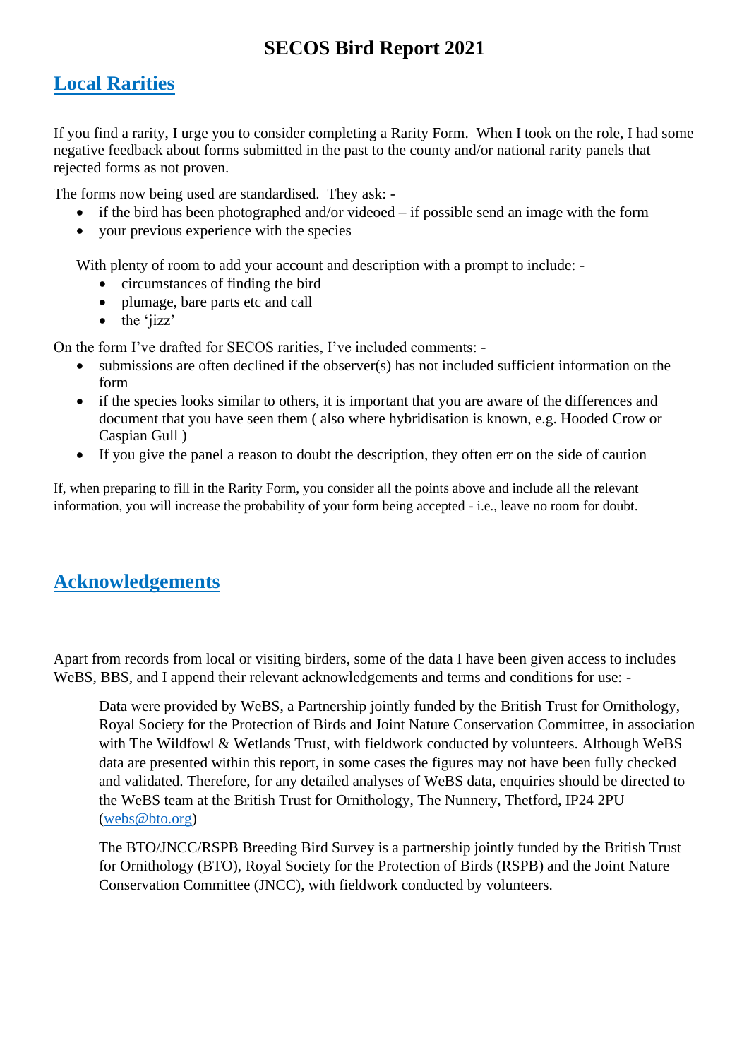# SECOS Bird Report 2021

## Local Rarities

If you find a rarity, I urge you to consider completing a Rarity Form. When I took on the role, I had some negative feedback about forms submitted in the past to the county and/or national rarity panels that rejected forms as not proven.

The forms now being used are standardised. They ask: -

- if the bird has been photographed and/or videoed – if possible send an image with the form
- your previous experience with the species

With plenty of room to add your account and description with a prompt to include: -

- circumstances of finding the bird
- plumage, bare parts etc and call
- the 'jizz'

On the form I've drafted for SECOS rarities, I've included comments: -

- submissions are often declined if the observer(s) has not included sufficient information on the form
- if the species looks similar to others, it is important that you are aware of the differences and document that you have seen them ( also where hybridisation is known, e.g. Hooded Crow or Caspian Gull )
- If you give the panel a reason to doubt the description, they often err on the side of caution

If, when preparing to fill in the Rarity Form, you consider all the points above and include all the relevant information, you will increase the probability of your form being accepted - i.e., leave no room for doubt.

## Acknowledgements

Apart from records from local or visiting birders, some of the data I have been given access to includes WeBS, BBS, and I append their relevant acknowledgements and terms and conditions for use: -

> Data were provided by WeBS, a Partnership jointly funded by the British Trust for Ornithology, Royal Society for the Protection of Birds and Joint Nature Conservation Committee, in association with The Wildfowl & Wetlands Trust, with fieldwork conducted by volunteers. Although WeBS data are presented within this report, in some cases the figures may not have been fully checked and validated. Therefore, for any detailed analyses of WeBS data, enquiries should be directed to the WeBS team at the British Trust for Ornithology, The Nunnery, Thetford, IP24 2PU (webs@bto.org)
>
> The BTO/JNCC/RSPB Breeding Bird Survey is a partnership jointly funded by the British Trust for Ornithology (BTO), Royal Society for the Protection of Birds (RSPB) and the Joint Nature Conservation Committee (JNCC), with fieldwork conducted by volunteers.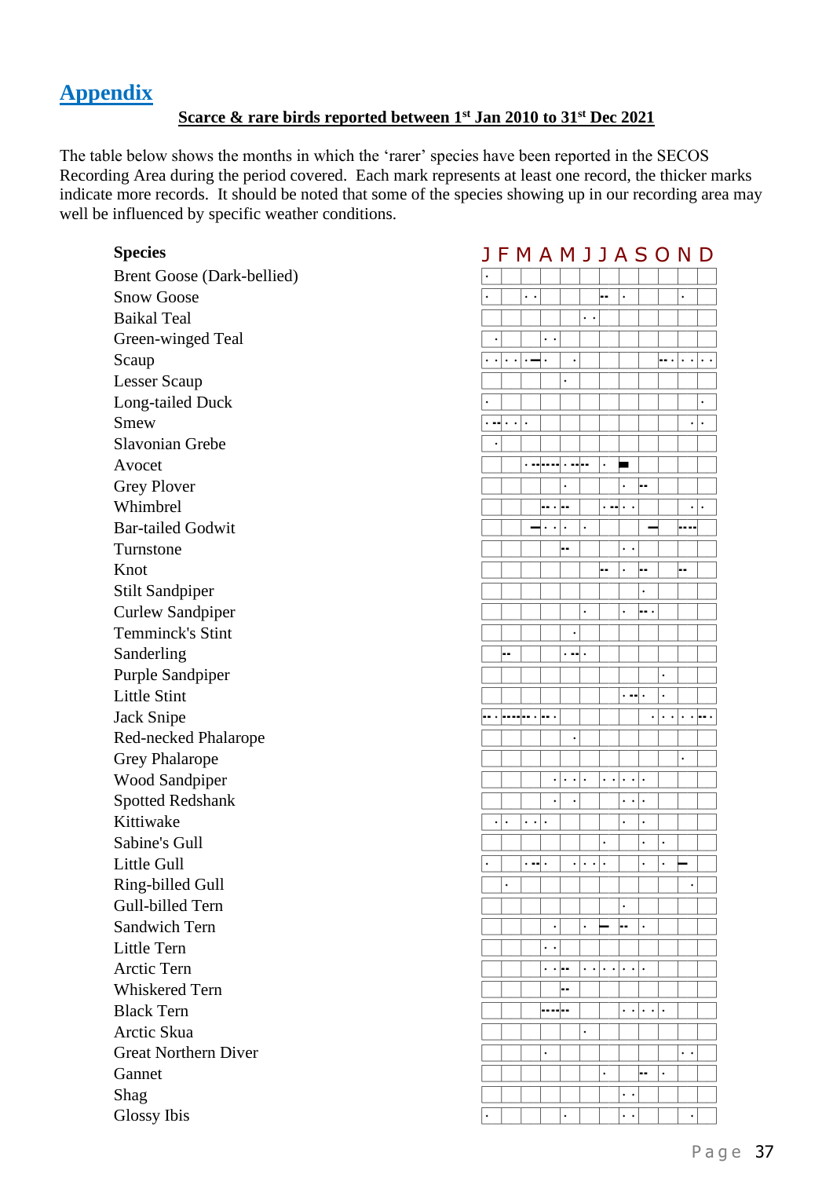# Appendix

**Scarce & rare birds reported between 1st Jan 2010 to 31st Dec 2021**

The table below shows the months in which the 'rarer' species have been reported in the SECOS Recording Area during the period covered. Each mark represents at least one record, the thicker marks indicate more records. It should be noted that some of the species showing up in our recording area may well be influenced by specific weather conditions.

| Species | J | F | M | A | M | J | J | A | S | O | N | D |
|---|---|---|---|---|---|---|---|---|---|---|---|---|
| Brent Goose (Dark-bellied) | · | | | | | | | | | | | |
| Snow Goose | · | | · · | | | | -- | · | | | · | |
| Baikal Teal | | | | | | · · | | | | | | |
| Green-winged Teal | · | | | · · | | | | | | | | |
| Scaup | · · | · · | · — | · | · | | | | | -- · | · · | · · |
| Lesser Scaup | | | | | · | | | | | | | |
| Long-tailed Duck | · | | | | | | | | | | | · |
| Smew | · -- | · · | · | | | | | | | | · | · |
| Slavonian Grebe | · | | | | | | | | | | | |
| Avocet | | | · -- | --- | · -- | -- | · | ▬ | | | | |
| Grey Plover | | | | | · | | | · | -- | | | |
| Whimbrel | | | | -- · | -- | | · -- | · · | | | · | · |
| Bar-tailed Godwit | | | — | · · | · | · | | | — | | ---- | |
| Turnstone | | | | | -- | | | · · | | | | |
| Knot | | | | | | | -- | · | -- | | -- | |
| Stilt Sandpiper | | | | | | | | | · | | | |
| Curlew Sandpiper | | | | | | · | | · | -- · | | | |
| Temminck's Stint | | | | | · | | | | | | | |
| Sanderling | | -- | | | · -- | · | | | | | | |
| Purple Sandpiper | | | | | | | | | | · | | |
| Little Stint | | | | | | | | · -- | · | · | | |
| Jack Snipe | -- · | ----- | -- · | -- · | | | | | · | · · | · | -- · |
| Red-necked Phalarope | | | | | · | | | | | | | |
| Grey Phalarope | | | | | | | | | | | · | |
| Wood Sandpiper | | | | · | · · | · | · · | · · | · | | | |
| Spotted Redshank | | | | · | · | | | · · | · | | | |
| Kittiwake | · | · | · · | · | | | | · | · | | | |
| Sabine's Gull | | | | | | | · | | · | · | | |
| Little Gull | · | | · -- | · | · | · · | · | | · | · | — | |
| Ring-billed Gull | | · | | | | | | | | | · | |
| Gull-billed Tern | | | | | | | | · | | | | |
| Sandwich Tern | | | | · | | · | — | -- | · | | | |
| Little Tern | | | | · · | | | | | | | | |
| Arctic Tern | | | | · · | -- | · · | · · | · · | · | | | |
| Whiskered Tern | | | | | -- | | | | | | | |
| Black Tern | | | | ---- | -- | | | · · | · · | · | | |
| Arctic Skua | | | | | | · | | | | | | |
| Great Northern Diver | | | | · | | | | | | | · · | |
| Gannet | | | | | | | · | | -- | · | | |
| Shag | | | | | | | | · · | | | | |
| Glossy Ibis | · | | | | · | | | · · | | | · | |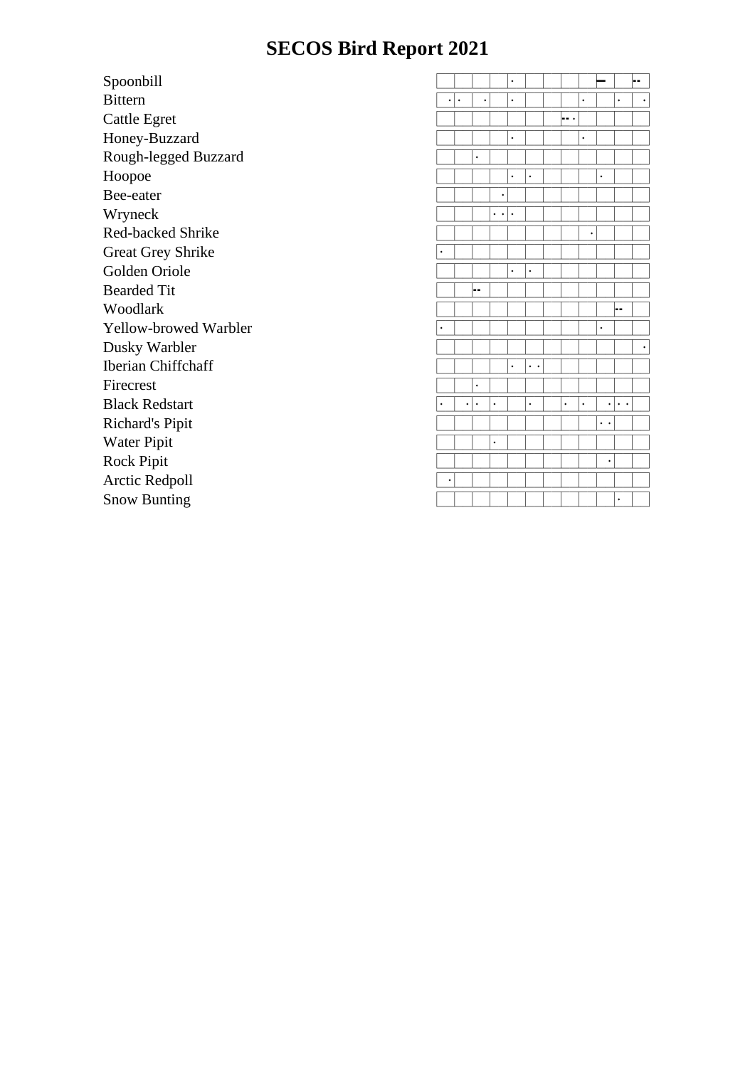# SECOS Bird Report 2021

Spoonbill

Bittern

Cattle Egret

Honey-Buzzard

Rough-legged Buzzard

Hoopoe

Bee-eater

Wryneck

Red-backed Shrike

Great Grey Shrike

Golden Oriole

Bearded Tit

Woodlark

Yellow-browed Warbler

Dusky Warbler

Iberian Chiffchaff

Firecrest

Black Redstart

Richard's Pipit

Water Pipit

Rock Pipit

Arctic Redpoll

Snow Bunting